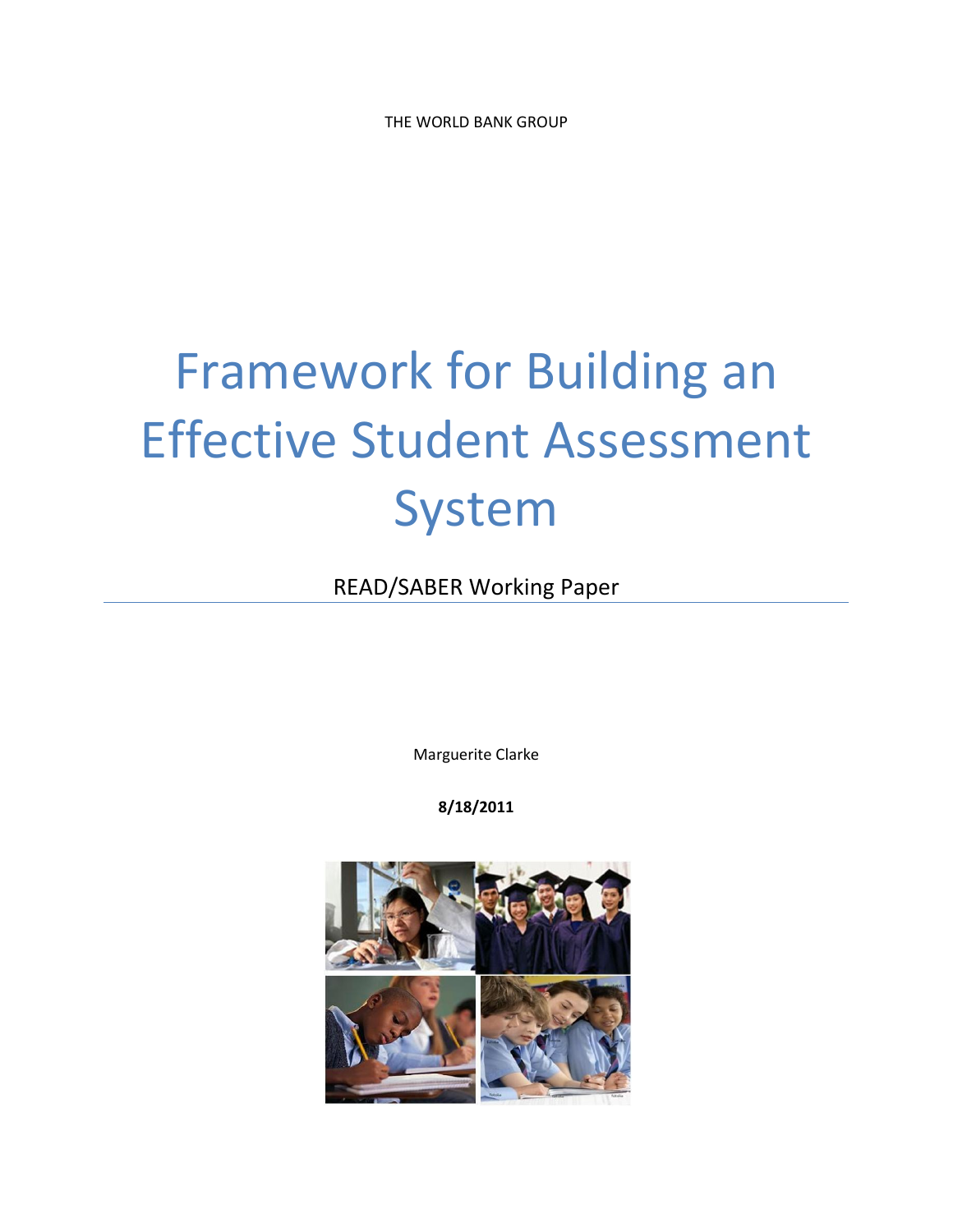THE WORLD BANK GROUP

# Framework for Building an Effective Student Assessment System

READ/SABER Working Paper

Marguerite Clarke

**8/18/2011**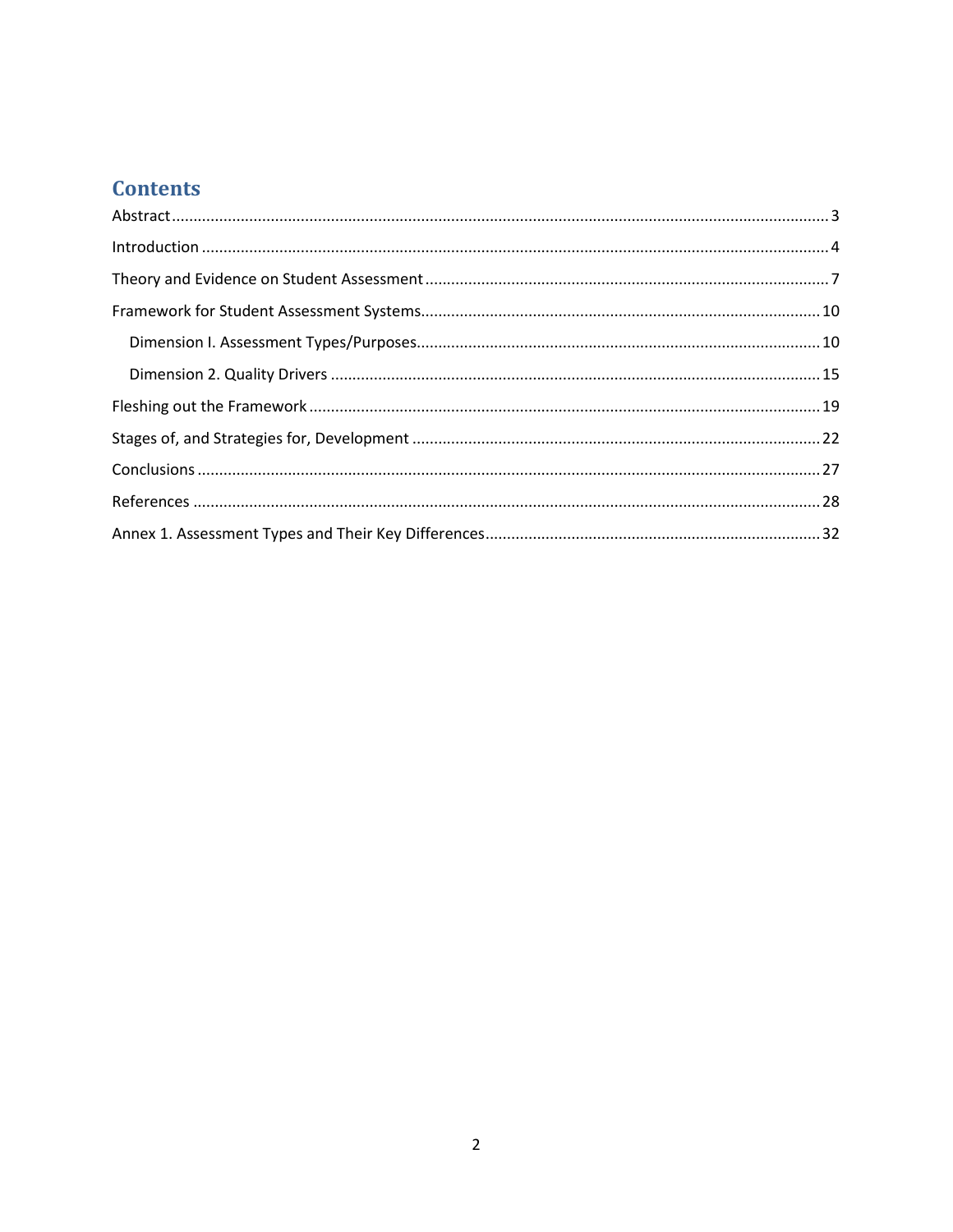# Contents

Abstract .......... 3

Introduction .......... 4

Theory and Evidence on Student Assessment .......... 7

Framework for Student Assessment Systems .......... 10

- Dimension I. Assessment Types/Purposes .......... 10
- Dimension 2. Quality Drivers .......... 15

Fleshing out the Framework .......... 19

Stages of, and Strategies for, Development .......... 22

Conclusions .......... 27

References .......... 28

Annex 1. Assessment Types and Their Key Differences .......... 32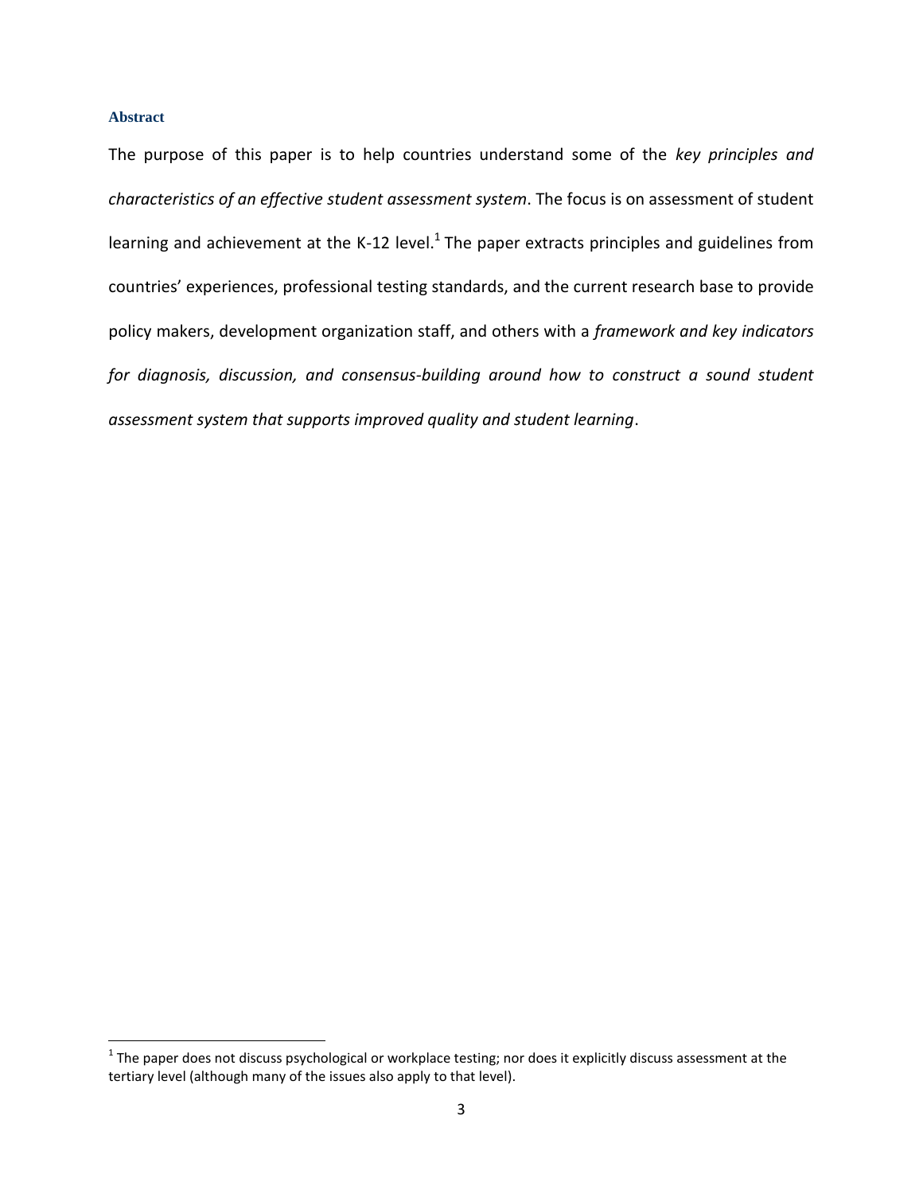### Abstract

The purpose of this paper is to help countries understand some of the *key principles and characteristics of an effective student assessment system*. The focus is on assessment of student learning and achievement at the K-12 level.[1] The paper extracts principles and guidelines from countries' experiences, professional testing standards, and the current research base to provide policy makers, development organization staff, and others with a *framework and key indicators for diagnosis, discussion, and consensus-building around how to construct a sound student assessment system that supports improved quality and student learning*.

[1] The paper does not discuss psychological or workplace testing; nor does it explicitly discuss assessment at the tertiary level (although many of the issues also apply to that level).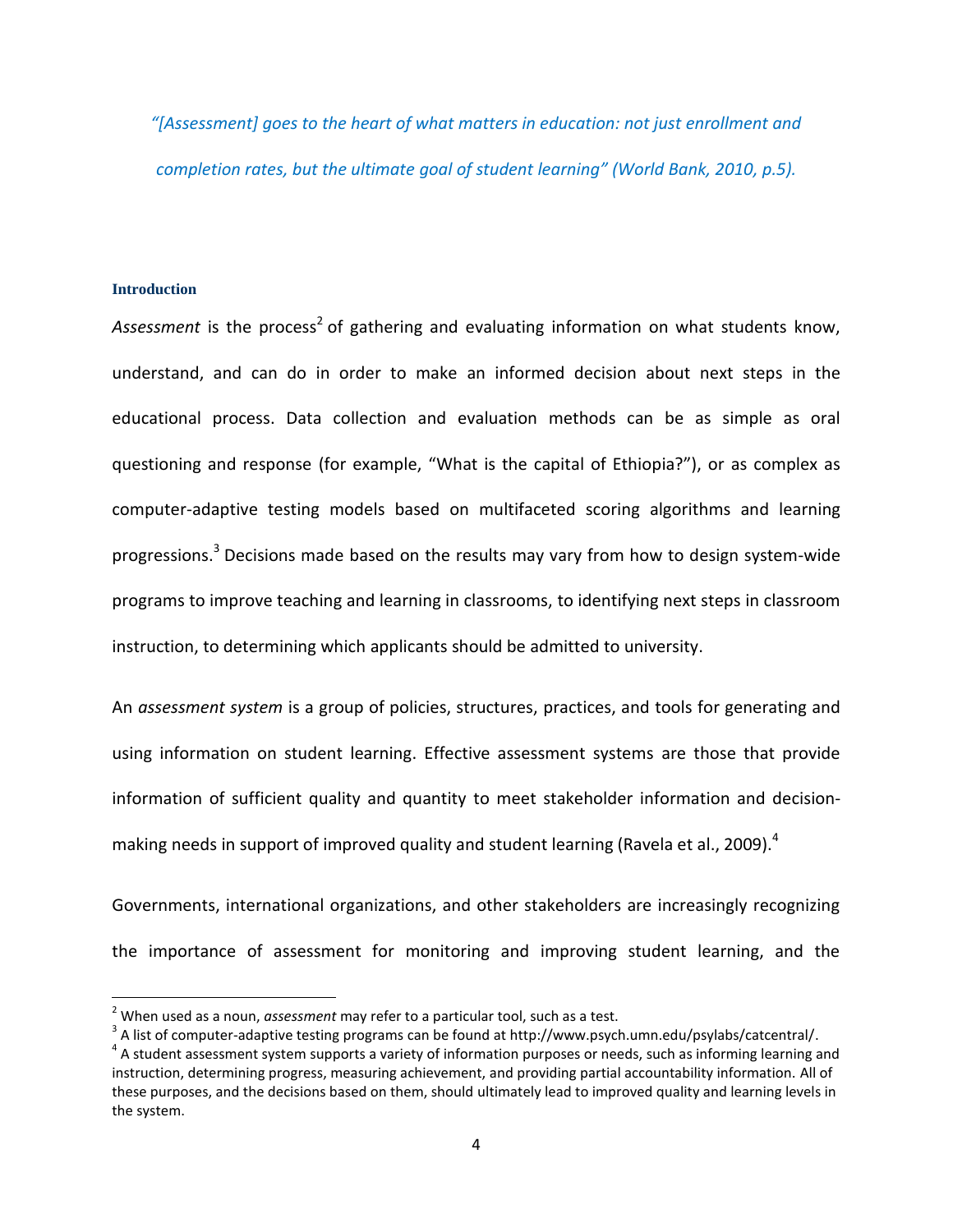*"[Assessment] goes to the heart of what matters in education: not just enrollment and completion rates, but the ultimate goal of student learning" (World Bank, 2010, p.5).*

## Introduction

*Assessment* is the process[2] of gathering and evaluating information on what students know, understand, and can do in order to make an informed decision about next steps in the educational process. Data collection and evaluation methods can be as simple as oral questioning and response (for example, "What is the capital of Ethiopia?"), or as complex as computer-adaptive testing models based on multifaceted scoring algorithms and learning progressions.[3] Decisions made based on the results may vary from how to design system-wide programs to improve teaching and learning in classrooms, to identifying next steps in classroom instruction, to determining which applicants should be admitted to university.

An *assessment system* is a group of policies, structures, practices, and tools for generating and using information on student learning. Effective assessment systems are those that provide information of sufficient quality and quantity to meet stakeholder information and decision-making needs in support of improved quality and student learning (Ravela et al., 2009).[4]

Governments, international organizations, and other stakeholders are increasingly recognizing the importance of assessment for monitoring and improving student learning, and the

---

[2] When used as a noun, *assessment* may refer to a particular tool, such as a test.

[3] A list of computer-adaptive testing programs can be found at http://www.psych.umn.edu/psylabs/catcentral/.

[4] A student assessment system supports a variety of information purposes or needs, such as informing learning and instruction, determining progress, measuring achievement, and providing partial accountability information. All of these purposes, and the decisions based on them, should ultimately lead to improved quality and learning levels in the system.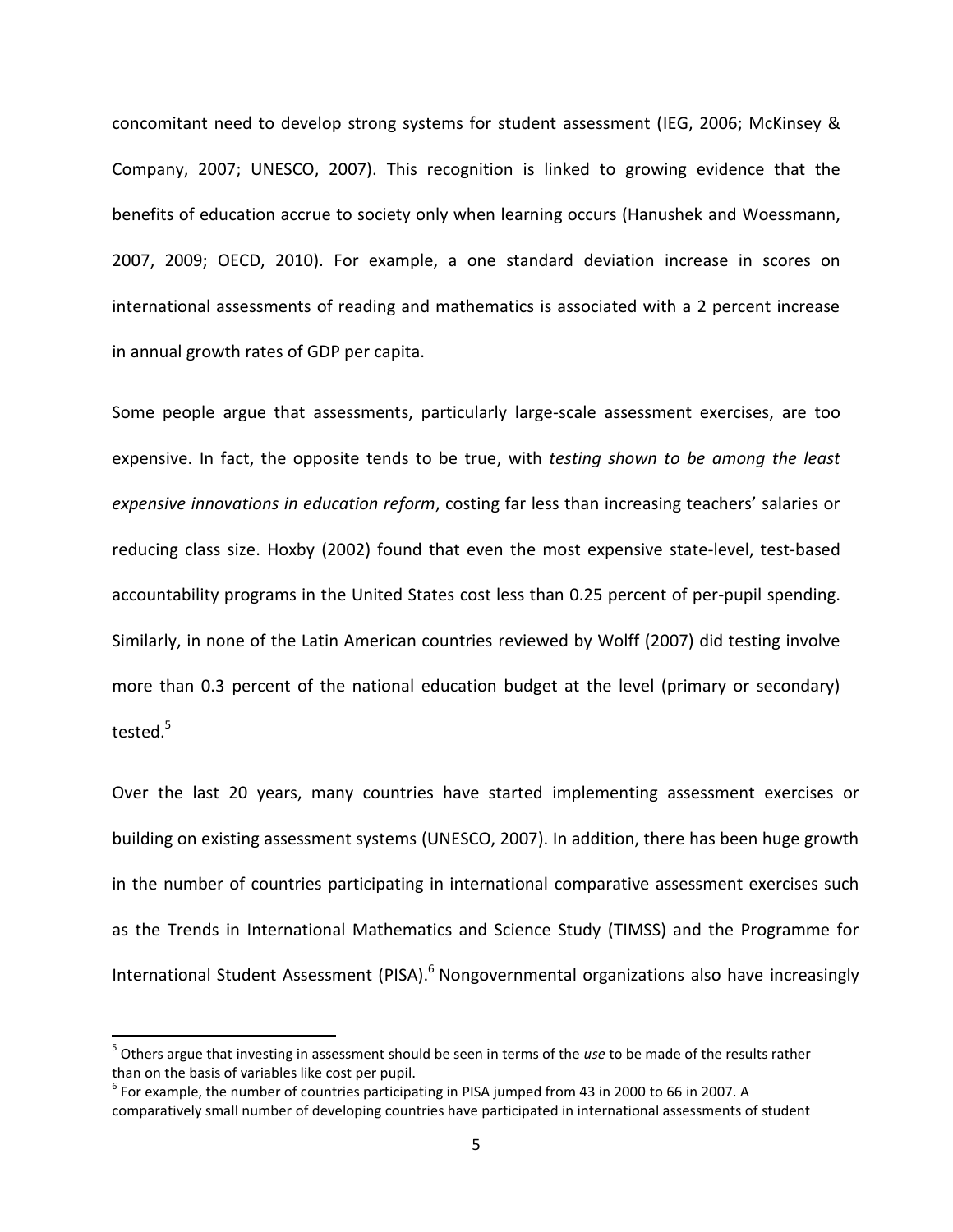concomitant need to develop strong systems for student assessment (IEG, 2006; McKinsey & Company, 2007; UNESCO, 2007). This recognition is linked to growing evidence that the benefits of education accrue to society only when learning occurs (Hanushek and Woessmann, 2007, 2009; OECD, 2010). For example, a one standard deviation increase in scores on international assessments of reading and mathematics is associated with a 2 percent increase in annual growth rates of GDP per capita.

Some people argue that assessments, particularly large-scale assessment exercises, are too expensive. In fact, the opposite tends to be true, with *testing shown to be among the least expensive innovations in education reform*, costing far less than increasing teachers' salaries or reducing class size. Hoxby (2002) found that even the most expensive state-level, test-based accountability programs in the United States cost less than 0.25 percent of per-pupil spending. Similarly, in none of the Latin American countries reviewed by Wolff (2007) did testing involve more than 0.3 percent of the national education budget at the level (primary or secondary) tested.[5]

Over the last 20 years, many countries have started implementing assessment exercises or building on existing assessment systems (UNESCO, 2007). In addition, there has been huge growth in the number of countries participating in international comparative assessment exercises such as the Trends in International Mathematics and Science Study (TIMSS) and the Programme for International Student Assessment (PISA).[6] Nongovernmental organizations also have increasingly

---

[5] Others argue that investing in assessment should be seen in terms of the *use* to be made of the results rather than on the basis of variables like cost per pupil.

[6] For example, the number of countries participating in PISA jumped from 43 in 2000 to 66 in 2007. A comparatively small number of developing countries have participated in international assessments of student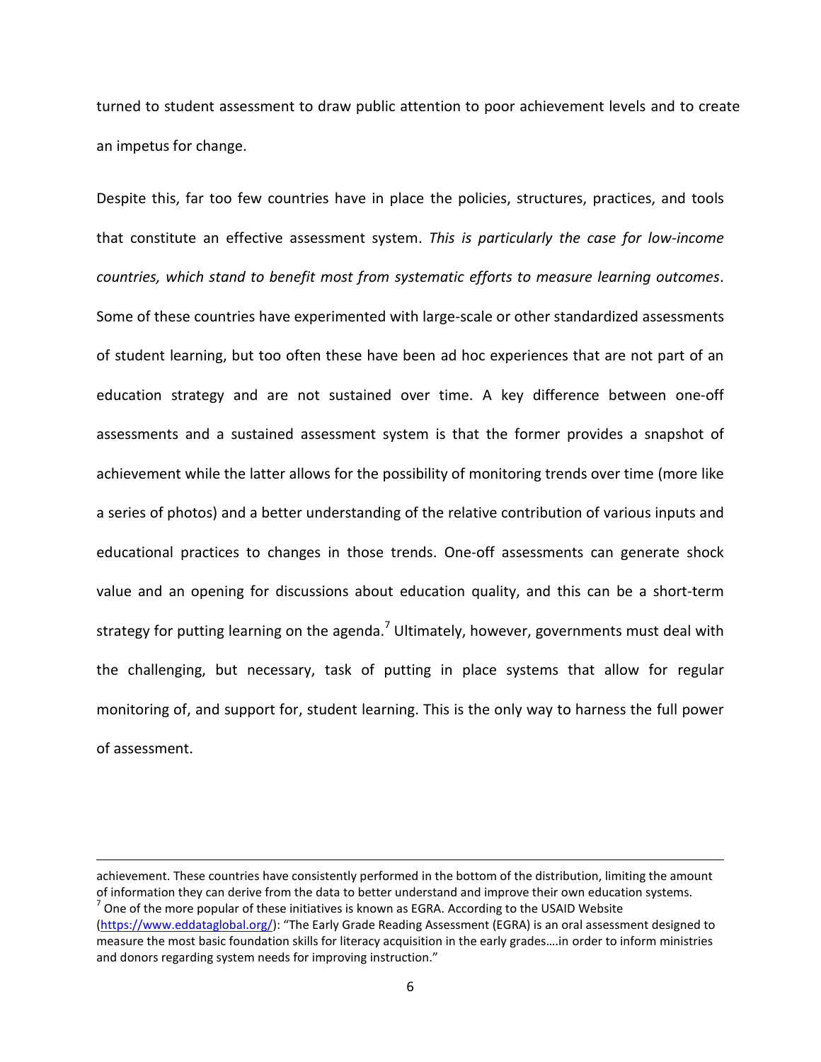turned to student assessment to draw public attention to poor achievement levels and to create an impetus for change.

Despite this, far too few countries have in place the policies, structures, practices, and tools that constitute an effective assessment system. *This is particularly the case for low-income countries, which stand to benefit most from systematic efforts to measure learning outcomes*. Some of these countries have experimented with large-scale or other standardized assessments of student learning, but too often these have been ad hoc experiences that are not part of an education strategy and are not sustained over time. A key difference between one-off assessments and a sustained assessment system is that the former provides a snapshot of achievement while the latter allows for the possibility of monitoring trends over time (more like a series of photos) and a better understanding of the relative contribution of various inputs and educational practices to changes in those trends. One-off assessments can generate shock value and an opening for discussions about education quality, and this can be a short-term strategy for putting learning on the agenda.[7] Ultimately, however, governments must deal with the challenging, but necessary, task of putting in place systems that allow for regular monitoring of, and support for, student learning. This is the only way to harness the full power of assessment.

---

achievement. These countries have consistently performed in the bottom of the distribution, limiting the amount of information they can derive from the data to better understand and improve their own education systems.

[7] One of the more popular of these initiatives is known as EGRA. According to the USAID Website (https://www.eddataglobal.org/): "The Early Grade Reading Assessment (EGRA) is an oral assessment designed to measure the most basic foundation skills for literacy acquisition in the early grades….in order to inform ministries and donors regarding system needs for improving instruction."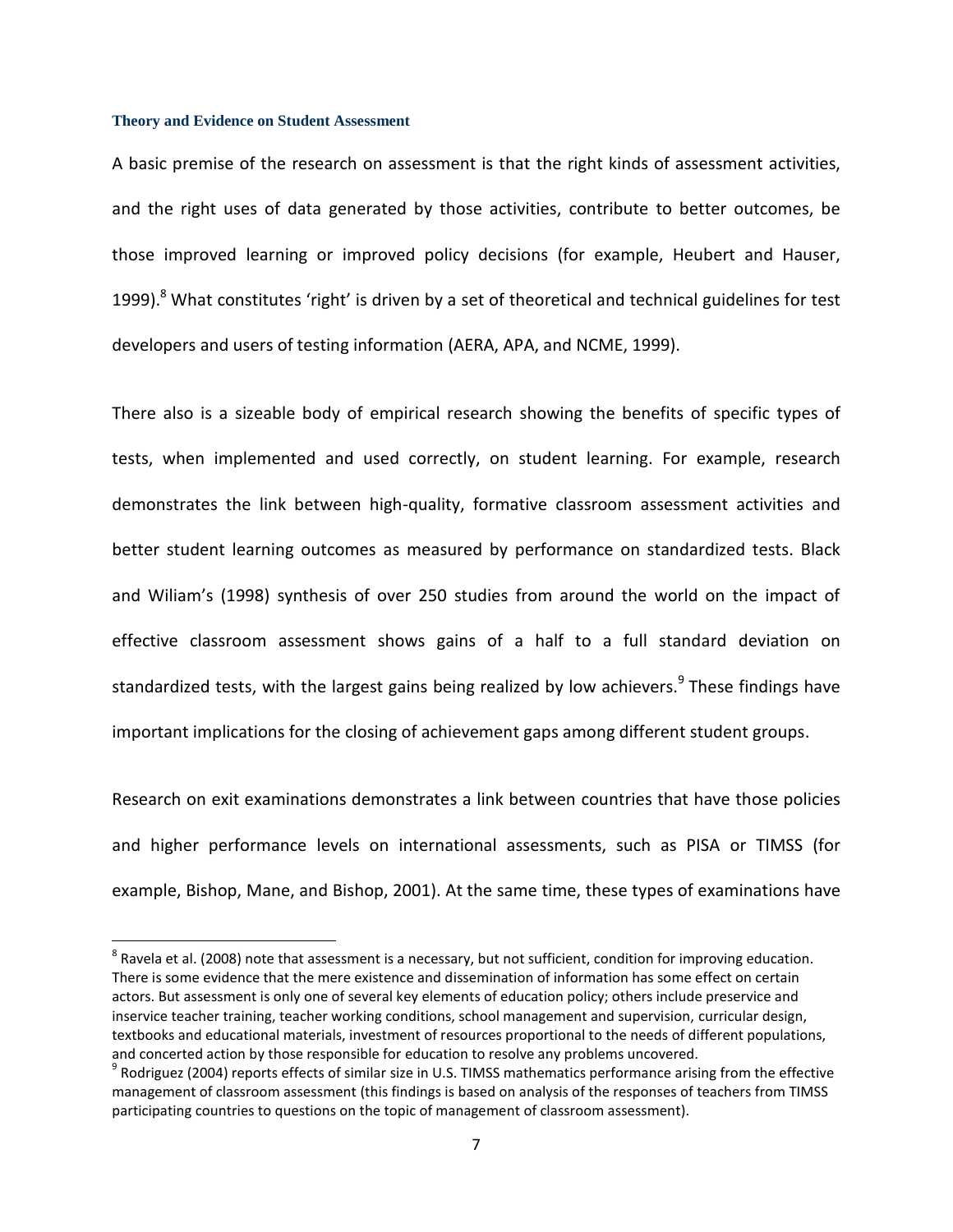### Theory and Evidence on Student Assessment

A basic premise of the research on assessment is that the right kinds of assessment activities, and the right uses of data generated by those activities, contribute to better outcomes, be those improved learning or improved policy decisions (for example, Heubert and Hauser, 1999).[8] What constitutes 'right' is driven by a set of theoretical and technical guidelines for test developers and users of testing information (AERA, APA, and NCME, 1999).

There also is a sizeable body of empirical research showing the benefits of specific types of tests, when implemented and used correctly, on student learning. For example, research demonstrates the link between high-quality, formative classroom assessment activities and better student learning outcomes as measured by performance on standardized tests. Black and Wiliam's (1998) synthesis of over 250 studies from around the world on the impact of effective classroom assessment shows gains of a half to a full standard deviation on standardized tests, with the largest gains being realized by low achievers.[9] These findings have important implications for the closing of achievement gaps among different student groups.

Research on exit examinations demonstrates a link between countries that have those policies and higher performance levels on international assessments, such as PISA or TIMSS (for example, Bishop, Mane, and Bishop, 2001). At the same time, these types of examinations have

---

[8] Ravela et al. (2008) note that assessment is a necessary, but not sufficient, condition for improving education. There is some evidence that the mere existence and dissemination of information has some effect on certain actors. But assessment is only one of several key elements of education policy; others include preservice and inservice teacher training, teacher working conditions, school management and supervision, curricular design, textbooks and educational materials, investment of resources proportional to the needs of different populations, and concerted action by those responsible for education to resolve any problems uncovered.

[9] Rodriguez (2004) reports effects of similar size in U.S. TIMSS mathematics performance arising from the effective management of classroom assessment (this findings is based on analysis of the responses of teachers from TIMSS participating countries to questions on the topic of management of classroom assessment).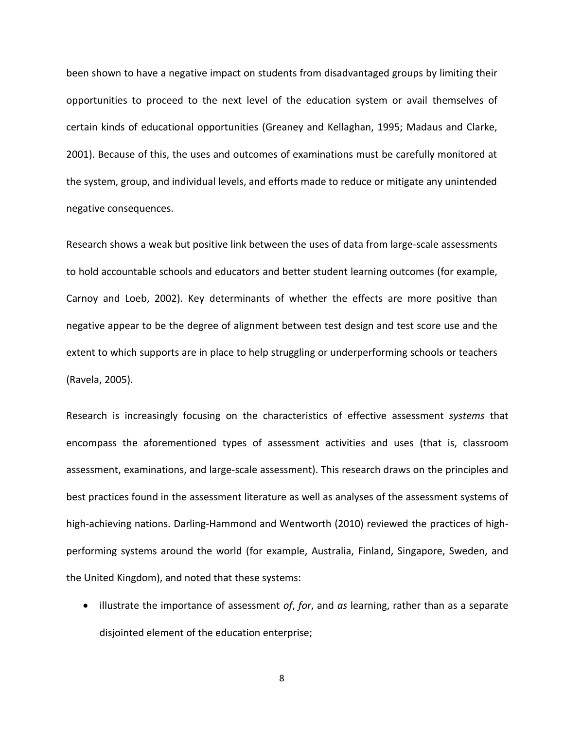been shown to have a negative impact on students from disadvantaged groups by limiting their opportunities to proceed to the next level of the education system or avail themselves of certain kinds of educational opportunities (Greaney and Kellaghan, 1995; Madaus and Clarke, 2001). Because of this, the uses and outcomes of examinations must be carefully monitored at the system, group, and individual levels, and efforts made to reduce or mitigate any unintended negative consequences.

Research shows a weak but positive link between the uses of data from large-scale assessments to hold accountable schools and educators and better student learning outcomes (for example, Carnoy and Loeb, 2002). Key determinants of whether the effects are more positive than negative appear to be the degree of alignment between test design and test score use and the extent to which supports are in place to help struggling or underperforming schools or teachers (Ravela, 2005).

Research is increasingly focusing on the characteristics of effective assessment *systems* that encompass the aforementioned types of assessment activities and uses (that is, classroom assessment, examinations, and large-scale assessment). This research draws on the principles and best practices found in the assessment literature as well as analyses of the assessment systems of high-achieving nations. Darling-Hammond and Wentworth (2010) reviewed the practices of high-performing systems around the world (for example, Australia, Finland, Singapore, Sweden, and the United Kingdom), and noted that these systems:

- illustrate the importance of assessment *of*, *for*, and *as* learning, rather than as a separate disjointed element of the education enterprise;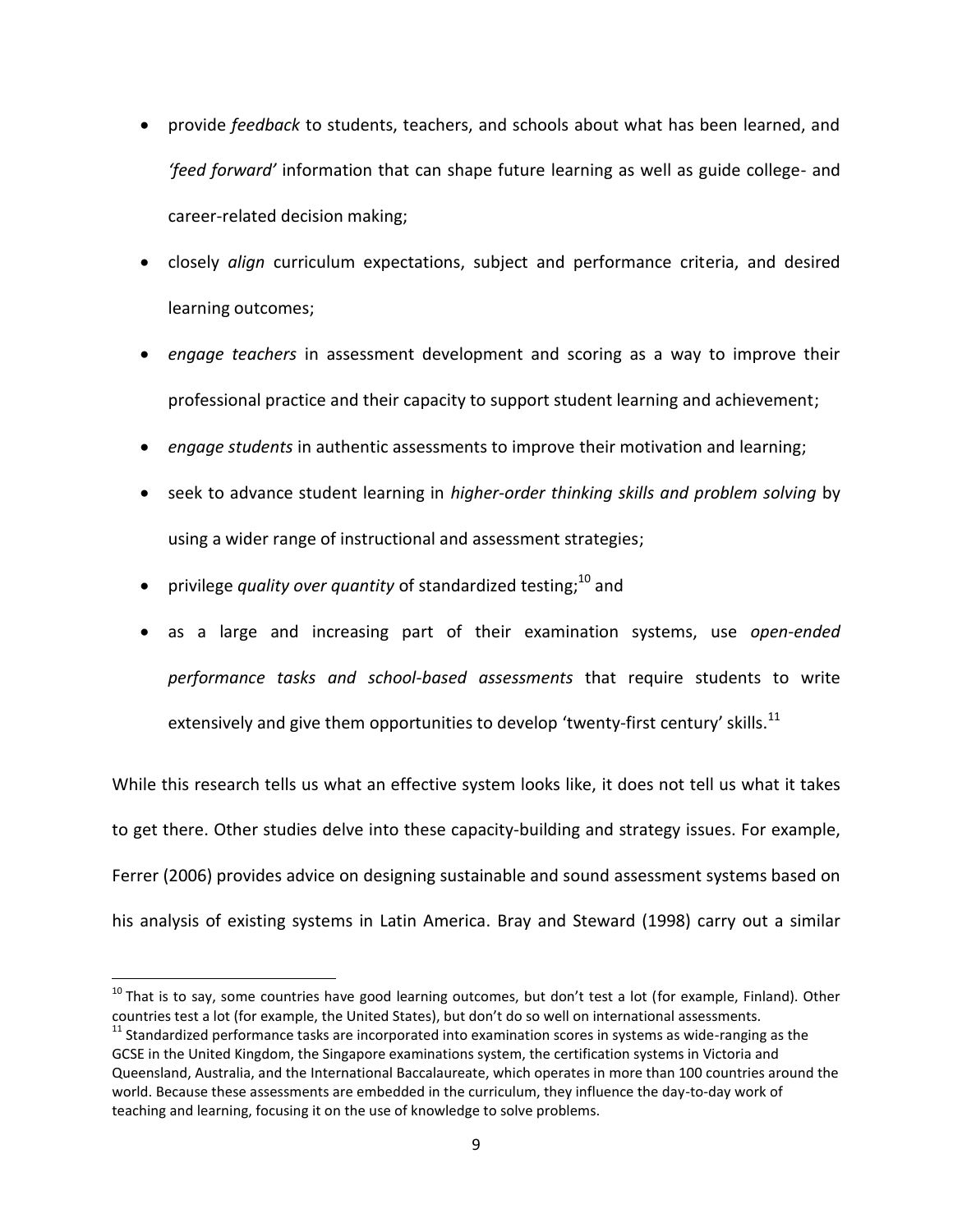- provide *feedback* to students, teachers, and schools about what has been learned, and *'feed forward'* information that can shape future learning as well as guide college- and career-related decision making;
- closely *align* curriculum expectations, subject and performance criteria, and desired learning outcomes;
- *engage teachers* in assessment development and scoring as a way to improve their professional practice and their capacity to support student learning and achievement;
- *engage students* in authentic assessments to improve their motivation and learning;
- seek to advance student learning in *higher-order thinking skills and problem solving* by using a wider range of instructional and assessment strategies;
- privilege *quality over quantity* of standardized testing;[10] and
- as a large and increasing part of their examination systems, use *open-ended performance tasks and school-based assessments* that require students to write extensively and give them opportunities to develop 'twenty-first century' skills.[11]

While this research tells us what an effective system looks like, it does not tell us what it takes to get there. Other studies delve into these capacity-building and strategy issues. For example, Ferrer (2006) provides advice on designing sustainable and sound assessment systems based on his analysis of existing systems in Latin America. Bray and Steward (1998) carry out a similar

---

[10] That is to say, some countries have good learning outcomes, but don't test a lot (for example, Finland). Other countries test a lot (for example, the United States), but don't do so well on international assessments.

[11] Standardized performance tasks are incorporated into examination scores in systems as wide-ranging as the GCSE in the United Kingdom, the Singapore examinations system, the certification systems in Victoria and Queensland, Australia, and the International Baccalaureate, which operates in more than 100 countries around the world. Because these assessments are embedded in the curriculum, they influence the day-to-day work of teaching and learning, focusing it on the use of knowledge to solve problems.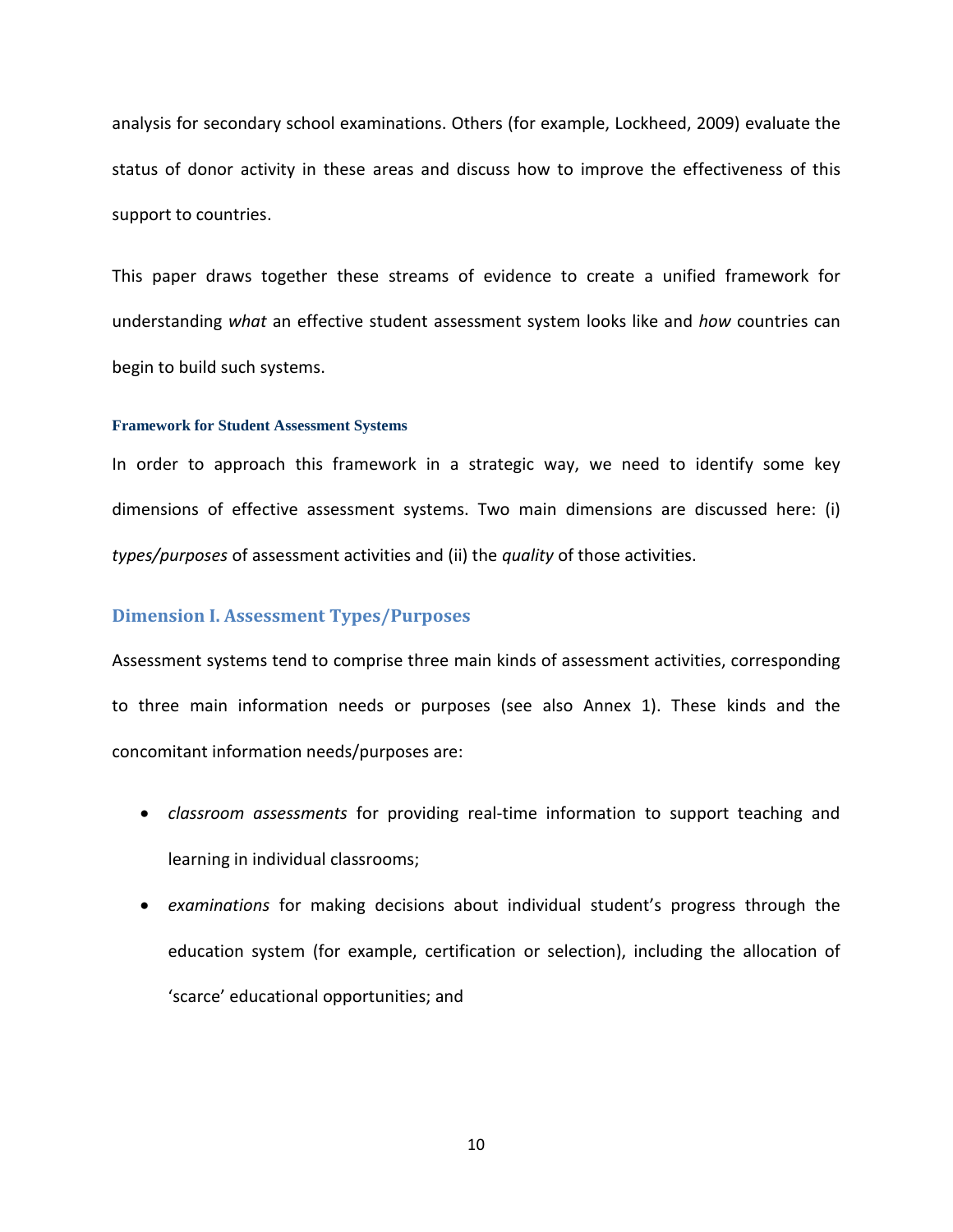analysis for secondary school examinations. Others (for example, Lockheed, 2009) evaluate the status of donor activity in these areas and discuss how to improve the effectiveness of this support to countries.

This paper draws together these streams of evidence to create a unified framework for understanding *what* an effective student assessment system looks like and *how* countries can begin to build such systems.

### Framework for Student Assessment Systems

In order to approach this framework in a strategic way, we need to identify some key dimensions of effective assessment systems. Two main dimensions are discussed here: (i) *types/purposes* of assessment activities and (ii) the *quality* of those activities.

## Dimension I. Assessment Types/Purposes

Assessment systems tend to comprise three main kinds of assessment activities, corresponding to three main information needs or purposes (see also Annex 1). These kinds and the concomitant information needs/purposes are:

- *classroom assessments* for providing real-time information to support teaching and learning in individual classrooms;
- *examinations* for making decisions about individual student's progress through the education system (for example, certification or selection), including the allocation of 'scarce' educational opportunities; and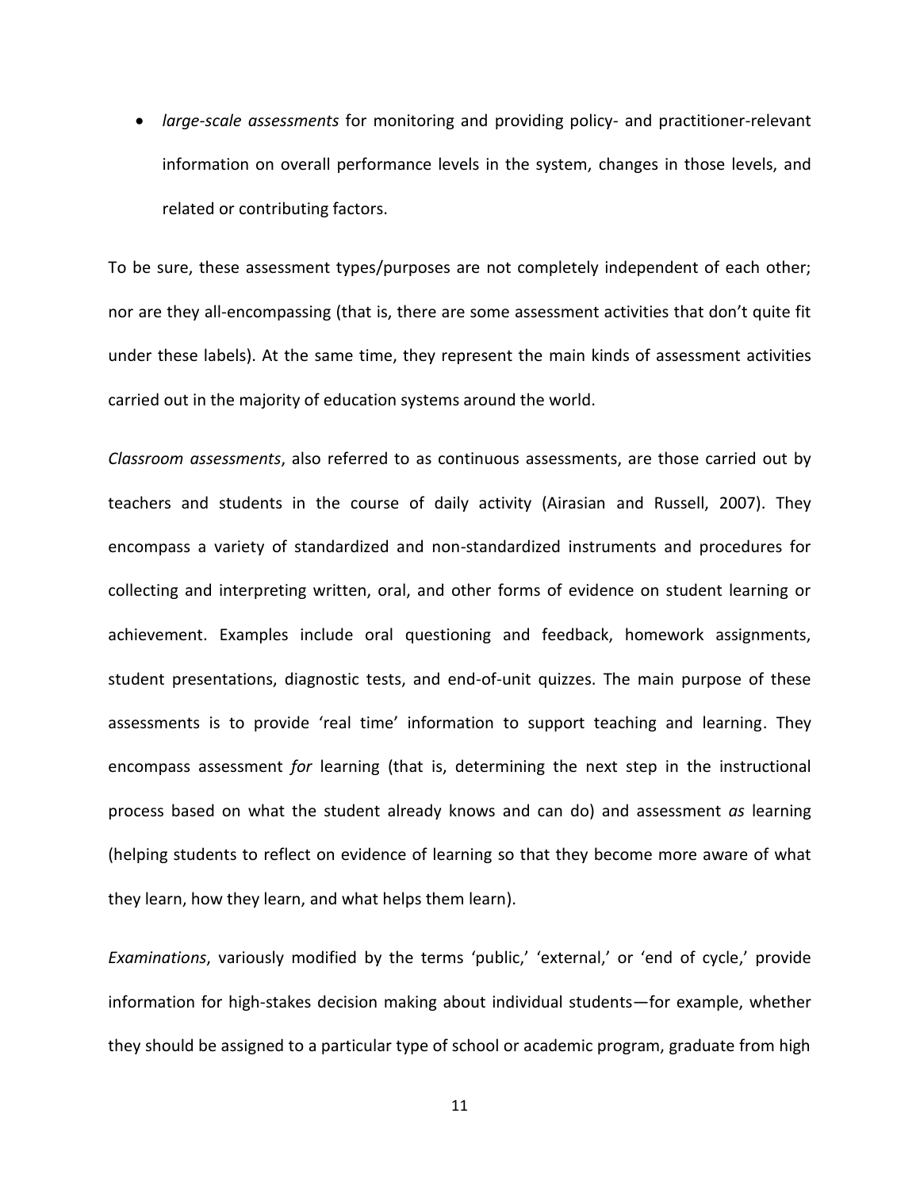- *large-scale assessments* for monitoring and providing policy- and practitioner-relevant information on overall performance levels in the system, changes in those levels, and related or contributing factors.

To be sure, these assessment types/purposes are not completely independent of each other; nor are they all-encompassing (that is, there are some assessment activities that don't quite fit under these labels). At the same time, they represent the main kinds of assessment activities carried out in the majority of education systems around the world.

*Classroom assessments*, also referred to as continuous assessments, are those carried out by teachers and students in the course of daily activity (Airasian and Russell, 2007). They encompass a variety of standardized and non-standardized instruments and procedures for collecting and interpreting written, oral, and other forms of evidence on student learning or achievement. Examples include oral questioning and feedback, homework assignments, student presentations, diagnostic tests, and end-of-unit quizzes. The main purpose of these assessments is to provide 'real time' information to support teaching and learning. They encompass assessment *for* learning (that is, determining the next step in the instructional process based on what the student already knows and can do) and assessment *as* learning (helping students to reflect on evidence of learning so that they become more aware of what they learn, how they learn, and what helps them learn).

*Examinations*, variously modified by the terms 'public,' 'external,' or 'end of cycle,' provide information for high-stakes decision making about individual students—for example, whether they should be assigned to a particular type of school or academic program, graduate from high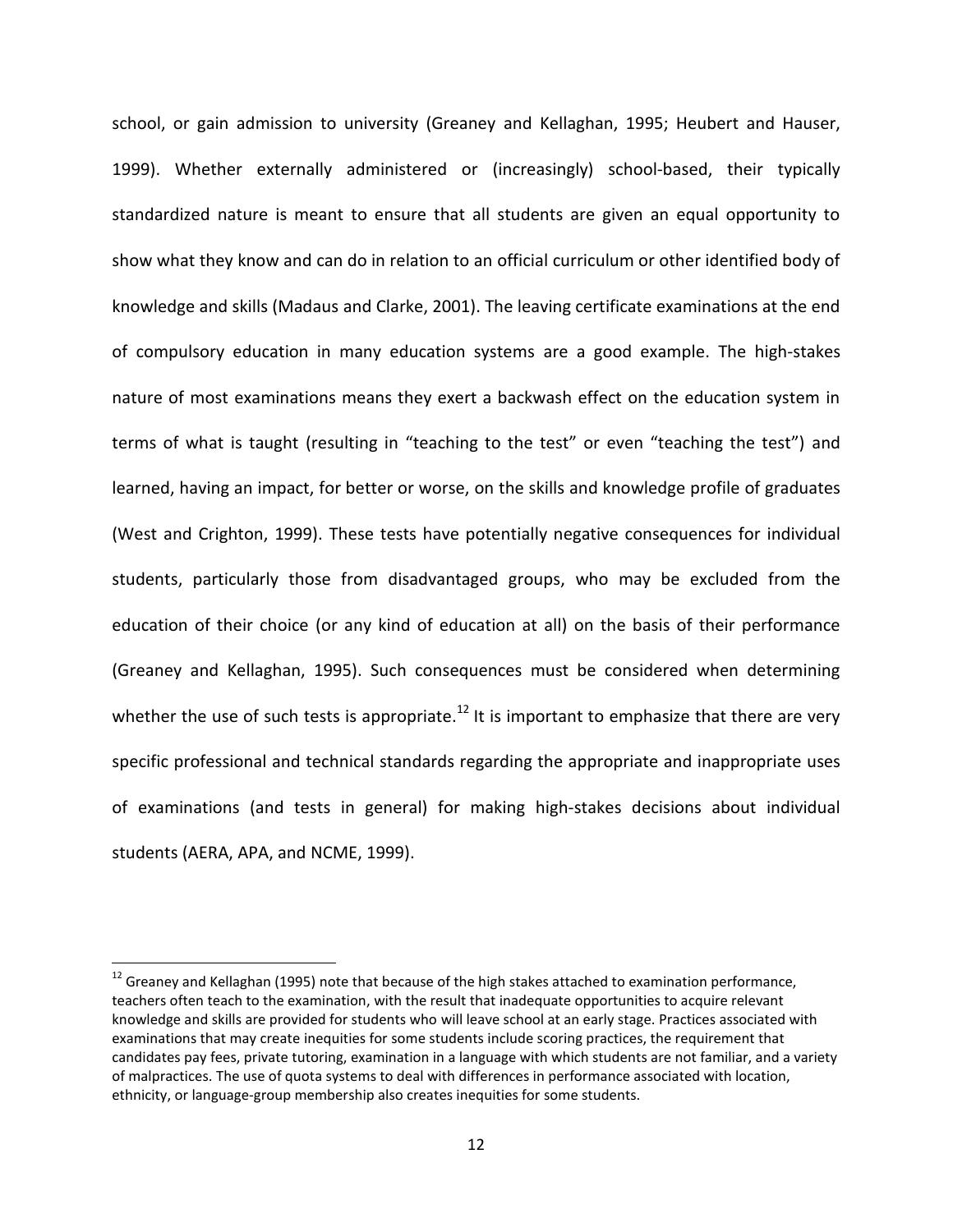school, or gain admission to university (Greaney and Kellaghan, 1995; Heubert and Hauser, 1999). Whether externally administered or (increasingly) school-based, their typically standardized nature is meant to ensure that all students are given an equal opportunity to show what they know and can do in relation to an official curriculum or other identified body of knowledge and skills (Madaus and Clarke, 2001). The leaving certificate examinations at the end of compulsory education in many education systems are a good example. The high-stakes nature of most examinations means they exert a backwash effect on the education system in terms of what is taught (resulting in "teaching to the test" or even "teaching the test") and learned, having an impact, for better or worse, on the skills and knowledge profile of graduates (West and Crighton, 1999). These tests have potentially negative consequences for individual students, particularly those from disadvantaged groups, who may be excluded from the education of their choice (or any kind of education at all) on the basis of their performance (Greaney and Kellaghan, 1995). Such consequences must be considered when determining whether the use of such tests is appropriate.[12] It is important to emphasize that there are very specific professional and technical standards regarding the appropriate and inappropriate uses of examinations (and tests in general) for making high-stakes decisions about individual students (AERA, APA, and NCME, 1999).

---

[12] Greaney and Kellaghan (1995) note that because of the high stakes attached to examination performance, teachers often teach to the examination, with the result that inadequate opportunities to acquire relevant knowledge and skills are provided for students who will leave school at an early stage. Practices associated with examinations that may create inequities for some students include scoring practices, the requirement that candidates pay fees, private tutoring, examination in a language with which students are not familiar, and a variety of malpractices. The use of quota systems to deal with differences in performance associated with location, ethnicity, or language-group membership also creates inequities for some students.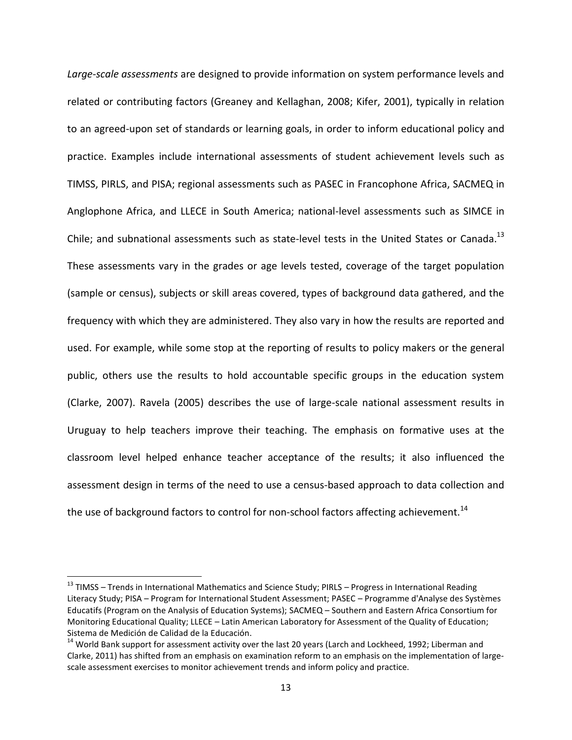*Large-scale assessments* are designed to provide information on system performance levels and related or contributing factors (Greaney and Kellaghan, 2008; Kifer, 2001), typically in relation to an agreed-upon set of standards or learning goals, in order to inform educational policy and practice. Examples include international assessments of student achievement levels such as TIMSS, PIRLS, and PISA; regional assessments such as PASEC in Francophone Africa, SACMEQ in Anglophone Africa, and LLECE in South America; national-level assessments such as SIMCE in Chile; and subnational assessments such as state-level tests in the United States or Canada.[13] These assessments vary in the grades or age levels tested, coverage of the target population (sample or census), subjects or skill areas covered, types of background data gathered, and the frequency with which they are administered. They also vary in how the results are reported and used. For example, while some stop at the reporting of results to policy makers or the general public, others use the results to hold accountable specific groups in the education system (Clarke, 2007). Ravela (2005) describes the use of large-scale national assessment results in Uruguay to help teachers improve their teaching. The emphasis on formative uses at the classroom level helped enhance teacher acceptance of the results; it also influenced the assessment design in terms of the need to use a census-based approach to data collection and the use of background factors to control for non-school factors affecting achievement.[14]

---

[13] TIMSS – Trends in International Mathematics and Science Study; PIRLS – Progress in International Reading Literacy Study; PISA – Program for International Student Assessment; PASEC – Programme d'Analyse des Systèmes Educatifs (Program on the Analysis of Education Systems); SACMEQ – Southern and Eastern Africa Consortium for Monitoring Educational Quality; LLECE – Latin American Laboratory for Assessment of the Quality of Education; Sistema de Medición de Calidad de la Educación.

[14] World Bank support for assessment activity over the last 20 years (Larch and Lockheed, 1992; Liberman and Clarke, 2011) has shifted from an emphasis on examination reform to an emphasis on the implementation of large-scale assessment exercises to monitor achievement trends and inform policy and practice.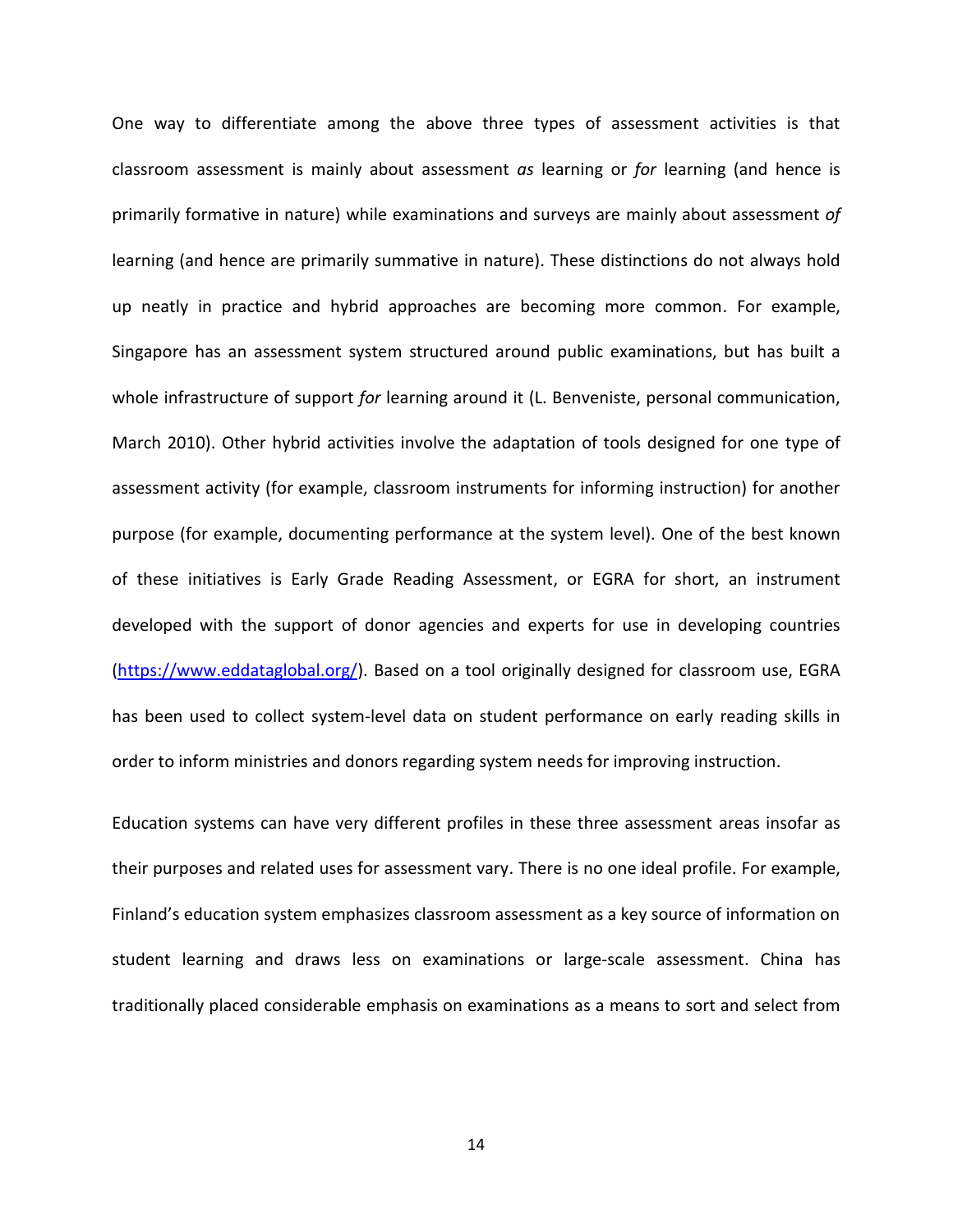One way to differentiate among the above three types of assessment activities is that classroom assessment is mainly about assessment *as* learning or *for* learning (and hence is primarily formative in nature) while examinations and surveys are mainly about assessment *of* learning (and hence are primarily summative in nature). These distinctions do not always hold up neatly in practice and hybrid approaches are becoming more common. For example, Singapore has an assessment system structured around public examinations, but has built a whole infrastructure of support *for* learning around it (L. Benveniste, personal communication, March 2010). Other hybrid activities involve the adaptation of tools designed for one type of assessment activity (for example, classroom instruments for informing instruction) for another purpose (for example, documenting performance at the system level). One of the best known of these initiatives is Early Grade Reading Assessment, or EGRA for short, an instrument developed with the support of donor agencies and experts for use in developing countries (https://www.eddataglobal.org/). Based on a tool originally designed for classroom use, EGRA has been used to collect system-level data on student performance on early reading skills in order to inform ministries and donors regarding system needs for improving instruction.

Education systems can have very different profiles in these three assessment areas insofar as their purposes and related uses for assessment vary. There is no one ideal profile. For example, Finland's education system emphasizes classroom assessment as a key source of information on student learning and draws less on examinations or large-scale assessment. China has traditionally placed considerable emphasis on examinations as a means to sort and select from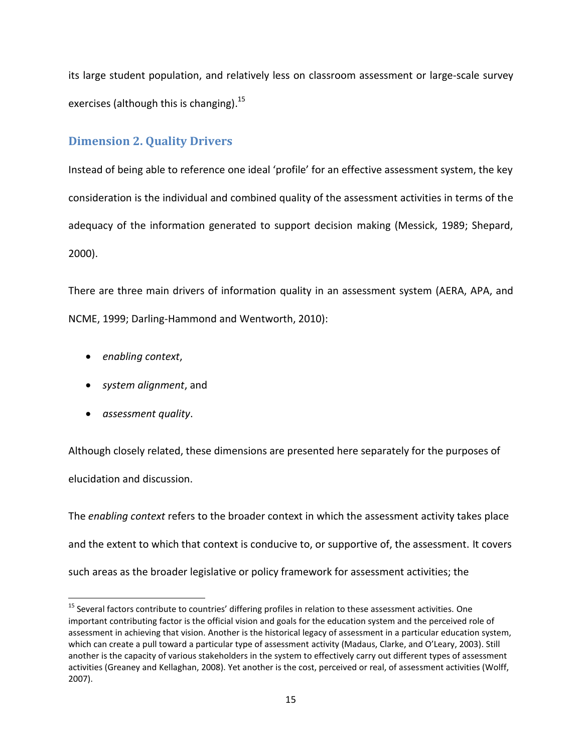its large student population, and relatively less on classroom assessment or large-scale survey exercises (although this is changing).[15]

## Dimension 2. Quality Drivers

Instead of being able to reference one ideal 'profile' for an effective assessment system, the key consideration is the individual and combined quality of the assessment activities in terms of the adequacy of the information generated to support decision making (Messick, 1989; Shepard, 2000).

There are three main drivers of information quality in an assessment system (AERA, APA, and NCME, 1999; Darling-Hammond and Wentworth, 2010):

- *enabling context*,
- *system alignment*, and
- *assessment quality*.

Although closely related, these dimensions are presented here separately for the purposes of elucidation and discussion.

The *enabling context* refers to the broader context in which the assessment activity takes place and the extent to which that context is conducive to, or supportive of, the assessment. It covers such areas as the broader legislative or policy framework for assessment activities; the

[15] Several factors contribute to countries' differing profiles in relation to these assessment activities. One important contributing factor is the official vision and goals for the education system and the perceived role of assessment in achieving that vision. Another is the historical legacy of assessment in a particular education system, which can create a pull toward a particular type of assessment activity (Madaus, Clarke, and O'Leary, 2003). Still another is the capacity of various stakeholders in the system to effectively carry out different types of assessment activities (Greaney and Kellaghan, 2008). Yet another is the cost, perceived or real, of assessment activities (Wolff, 2007).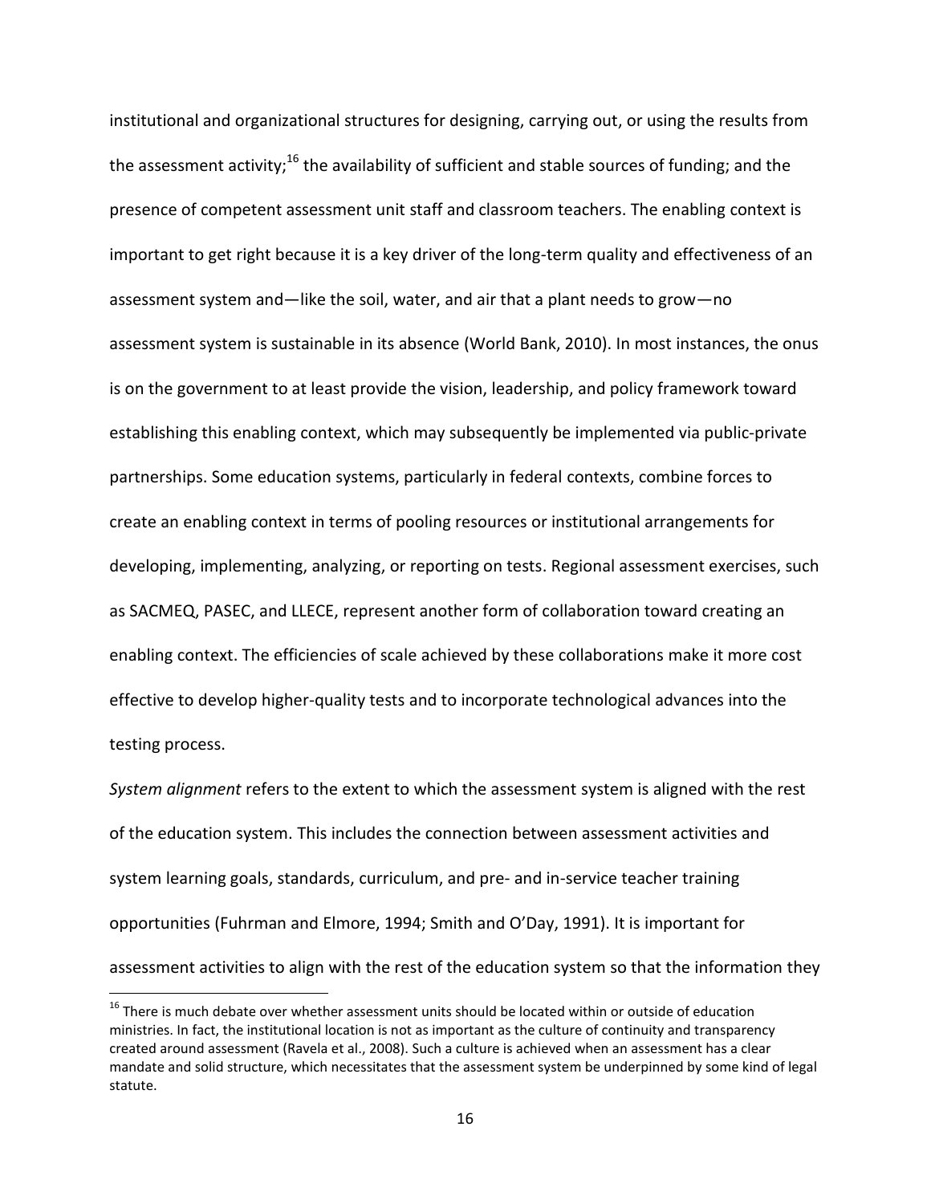institutional and organizational structures for designing, carrying out, or using the results from the assessment activity;[16] the availability of sufficient and stable sources of funding; and the presence of competent assessment unit staff and classroom teachers. The enabling context is important to get right because it is a key driver of the long-term quality and effectiveness of an assessment system and—like the soil, water, and air that a plant needs to grow—no assessment system is sustainable in its absence (World Bank, 2010). In most instances, the onus is on the government to at least provide the vision, leadership, and policy framework toward establishing this enabling context, which may subsequently be implemented via public-private partnerships. Some education systems, particularly in federal contexts, combine forces to create an enabling context in terms of pooling resources or institutional arrangements for developing, implementing, analyzing, or reporting on tests. Regional assessment exercises, such as SACMEQ, PASEC, and LLECE, represent another form of collaboration toward creating an enabling context. The efficiencies of scale achieved by these collaborations make it more cost effective to develop higher-quality tests and to incorporate technological advances into the testing process.

*System alignment* refers to the extent to which the assessment system is aligned with the rest of the education system. This includes the connection between assessment activities and system learning goals, standards, curriculum, and pre- and in-service teacher training opportunities (Fuhrman and Elmore, 1994; Smith and O'Day, 1991). It is important for assessment activities to align with the rest of the education system so that the information they

[16] There is much debate over whether assessment units should be located within or outside of education ministries. In fact, the institutional location is not as important as the culture of continuity and transparency created around assessment (Ravela et al., 2008). Such a culture is achieved when an assessment has a clear mandate and solid structure, which necessitates that the assessment system be underpinned by some kind of legal statute.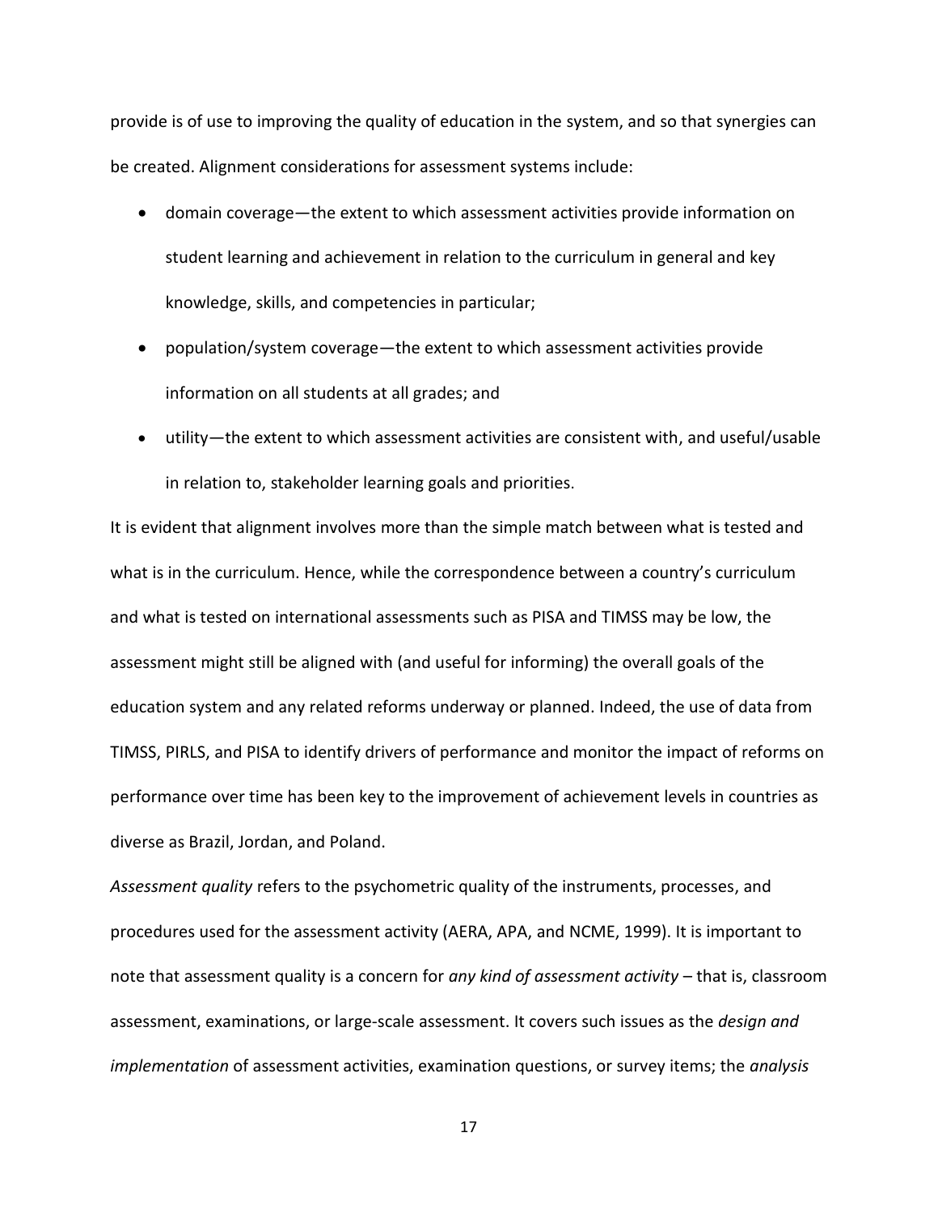provide is of use to improving the quality of education in the system, and so that synergies can be created. Alignment considerations for assessment systems include:

- domain coverage—the extent to which assessment activities provide information on student learning and achievement in relation to the curriculum in general and key knowledge, skills, and competencies in particular;
- population/system coverage—the extent to which assessment activities provide information on all students at all grades; and
- utility—the extent to which assessment activities are consistent with, and useful/usable in relation to, stakeholder learning goals and priorities.

It is evident that alignment involves more than the simple match between what is tested and what is in the curriculum. Hence, while the correspondence between a country's curriculum and what is tested on international assessments such as PISA and TIMSS may be low, the assessment might still be aligned with (and useful for informing) the overall goals of the education system and any related reforms underway or planned. Indeed, the use of data from TIMSS, PIRLS, and PISA to identify drivers of performance and monitor the impact of reforms on performance over time has been key to the improvement of achievement levels in countries as diverse as Brazil, Jordan, and Poland.

*Assessment quality* refers to the psychometric quality of the instruments, processes, and procedures used for the assessment activity (AERA, APA, and NCME, 1999). It is important to note that assessment quality is a concern for *any kind of assessment activity* – that is, classroom assessment, examinations, or large-scale assessment. It covers such issues as the *design and implementation* of assessment activities, examination questions, or survey items; the *analysis*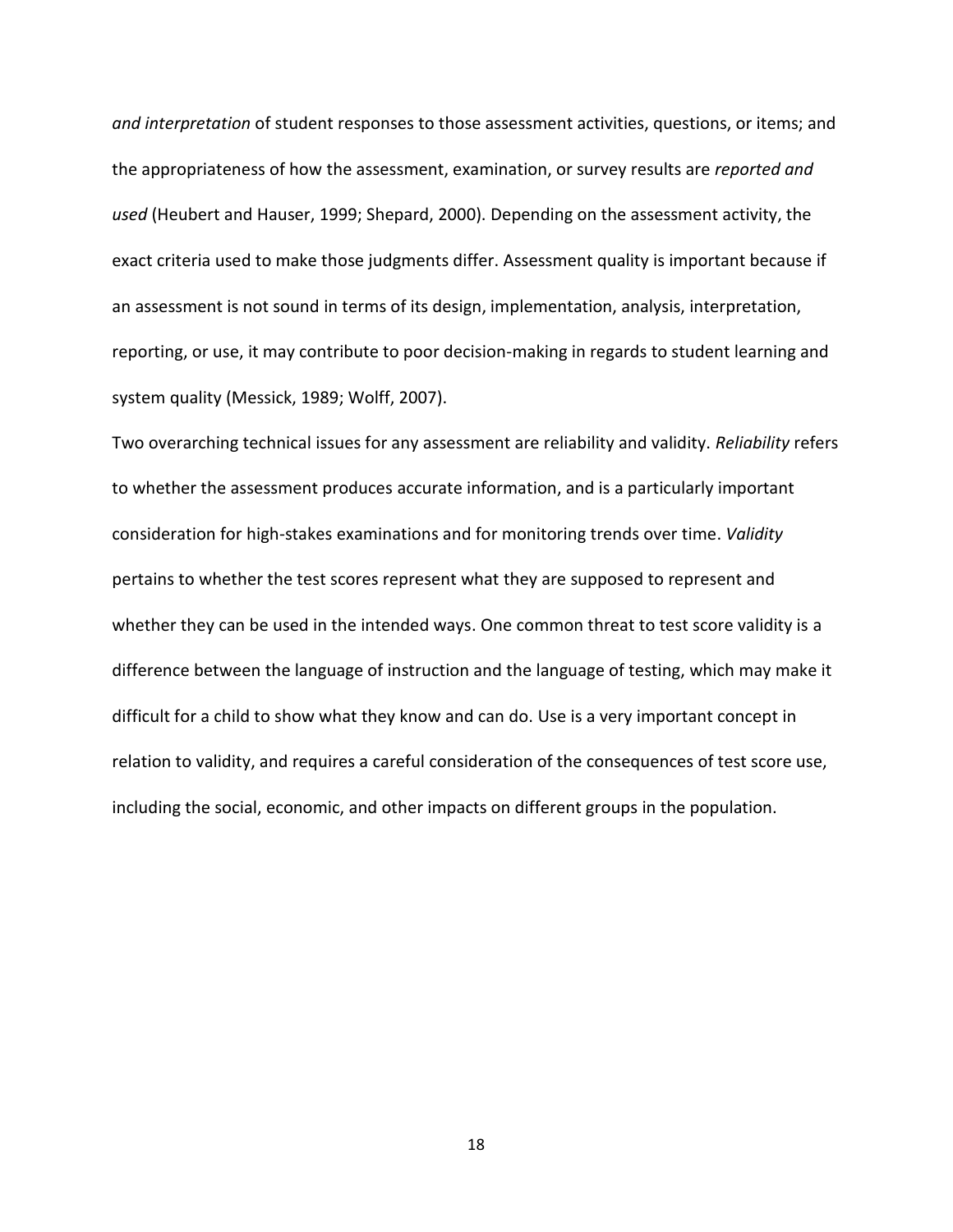*and interpretation* of student responses to those assessment activities, questions, or items; and the appropriateness of how the assessment, examination, or survey results are *reported and used* (Heubert and Hauser, 1999; Shepard, 2000). Depending on the assessment activity, the exact criteria used to make those judgments differ. Assessment quality is important because if an assessment is not sound in terms of its design, implementation, analysis, interpretation, reporting, or use, it may contribute to poor decision-making in regards to student learning and system quality (Messick, 1989; Wolff, 2007).

Two overarching technical issues for any assessment are reliability and validity. *Reliability* refers to whether the assessment produces accurate information, and is a particularly important consideration for high-stakes examinations and for monitoring trends over time. *Validity* pertains to whether the test scores represent what they are supposed to represent and whether they can be used in the intended ways. One common threat to test score validity is a difference between the language of instruction and the language of testing, which may make it difficult for a child to show what they know and can do. Use is a very important concept in relation to validity, and requires a careful consideration of the consequences of test score use, including the social, economic, and other impacts on different groups in the population.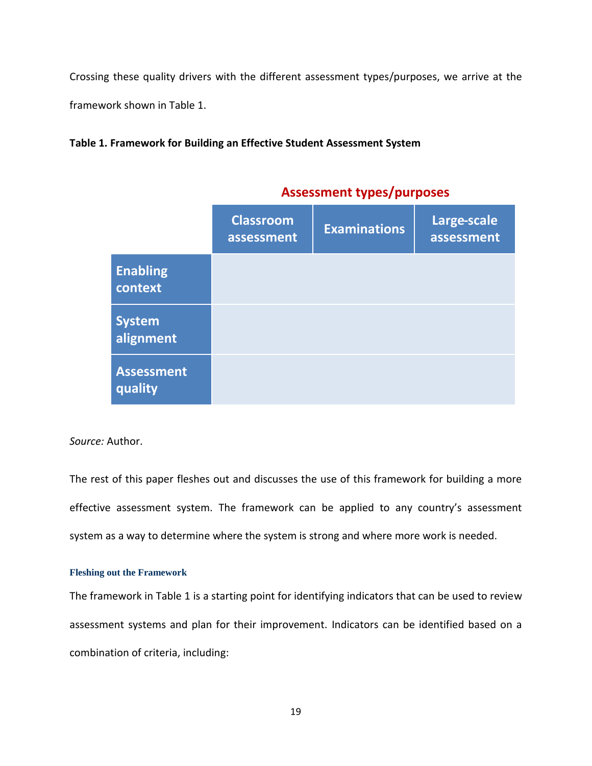Crossing these quality drivers with the different assessment types/purposes, we arrive at the framework shown in Table 1.

**Table 1. Framework for Building an Effective Student Assessment System**

| | Assessment types/purposes | | |
|---|---|---|---|
| | **Classroom assessment** | **Examinations** | **Large-scale assessment** |
| **Enabling context** | | | |
| **System alignment** | | | |
| **Assessment quality** | | | |

*Source:* Author.

The rest of this paper fleshes out and discusses the use of this framework for building a more effective assessment system. The framework can be applied to any country's assessment system as a way to determine where the system is strong and where more work is needed.

### Fleshing out the Framework

The framework in Table 1 is a starting point for identifying indicators that can be used to review assessment systems and plan for their improvement. Indicators can be identified based on a combination of criteria, including: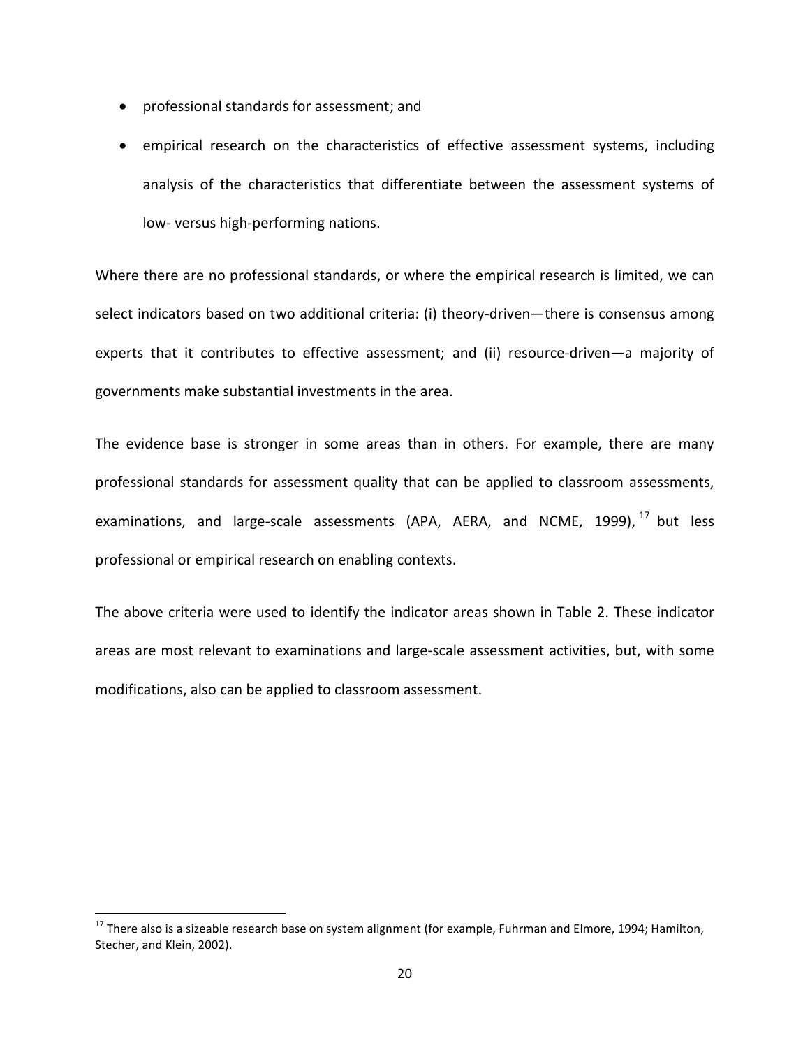- professional standards for assessment; and
- empirical research on the characteristics of effective assessment systems, including analysis of the characteristics that differentiate between the assessment systems of low- versus high-performing nations.

Where there are no professional standards, or where the empirical research is limited, we can select indicators based on two additional criteria: (i) theory-driven—there is consensus among experts that it contributes to effective assessment; and (ii) resource-driven—a majority of governments make substantial investments in the area.

The evidence base is stronger in some areas than in others. For example, there are many professional standards for assessment quality that can be applied to classroom assessments, examinations, and large-scale assessments (APA, AERA, and NCME, 1999),[17] but less professional or empirical research on enabling contexts.

The above criteria were used to identify the indicator areas shown in Table 2. These indicator areas are most relevant to examinations and large-scale assessment activities, but, with some modifications, also can be applied to classroom assessment.

[17] There also is a sizeable research base on system alignment (for example, Fuhrman and Elmore, 1994; Hamilton, Stecher, and Klein, 2002).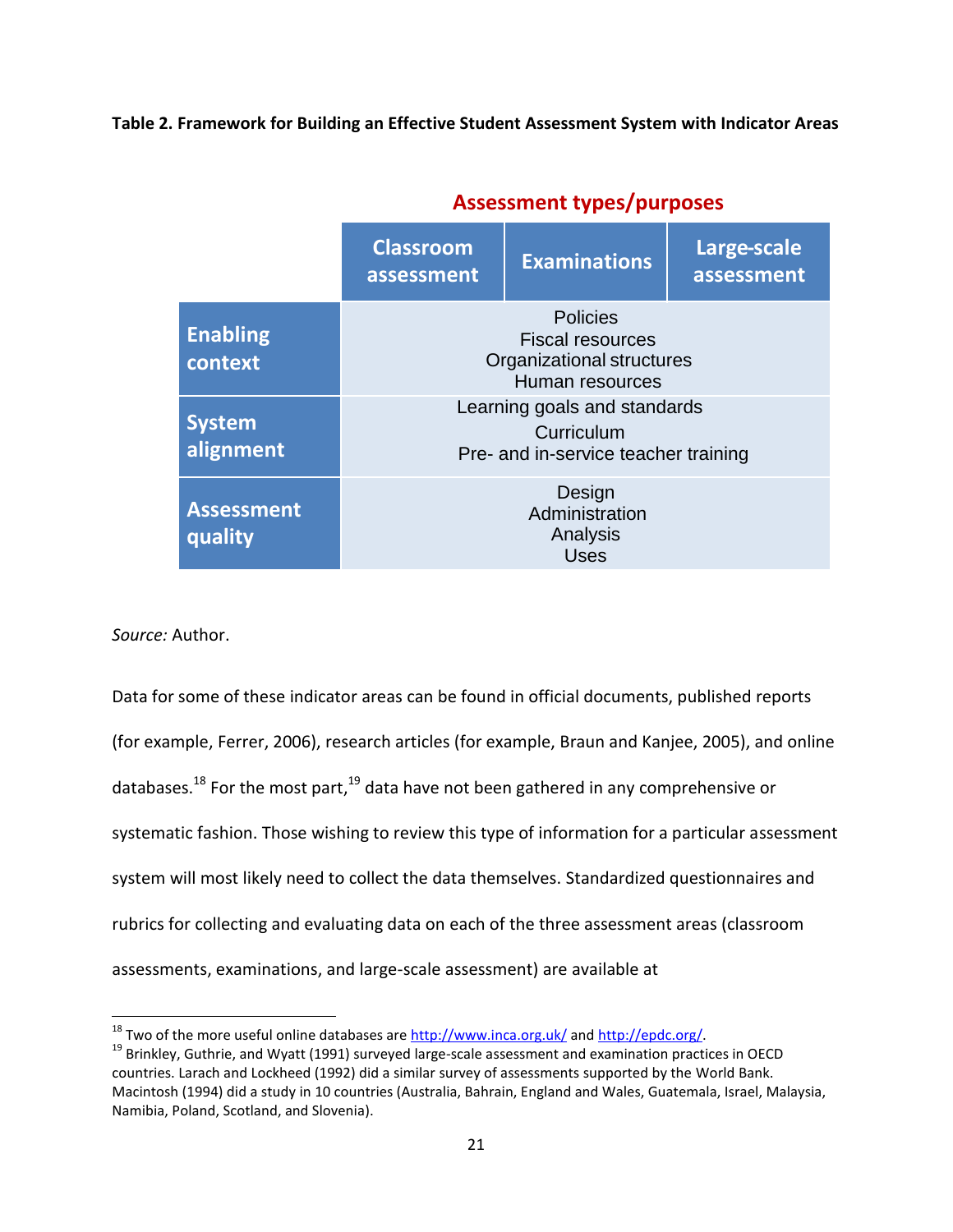**Table 2. Framework for Building an Effective Student Assessment System with Indicator Areas**

| | Assessment types/purposes | | |
|---|---|---|---|
| | Classroom assessment | Examinations | Large-scale assessment |
| **Enabling context** | Policies<br>Fiscal resources<br>Organizational structures<br>Human resources | | |
| **System alignment** | Learning goals and standards<br>Curriculum<br>Pre- and in-service teacher training | | |
| **Assessment quality** | Design<br>Administration<br>Analysis<br>Uses | | |

*Source:* Author.

Data for some of these indicator areas can be found in official documents, published reports (for example, Ferrer, 2006), research articles (for example, Braun and Kanjee, 2005), and online databases.[18] For the most part,[19] data have not been gathered in any comprehensive or systematic fashion. Those wishing to review this type of information for a particular assessment system will most likely need to collect the data themselves. Standardized questionnaires and rubrics for collecting and evaluating data on each of the three assessment areas (classroom assessments, examinations, and large-scale assessment) are available at

[18] Two of the more useful online databases are http://www.inca.org.uk/ and http://epdc.org/.

[19] Brinkley, Guthrie, and Wyatt (1991) surveyed large-scale assessment and examination practices in OECD countries. Larach and Lockheed (1992) did a similar survey of assessments supported by the World Bank. Macintosh (1994) did a study in 10 countries (Australia, Bahrain, England and Wales, Guatemala, Israel, Malaysia, Namibia, Poland, Scotland, and Slovenia).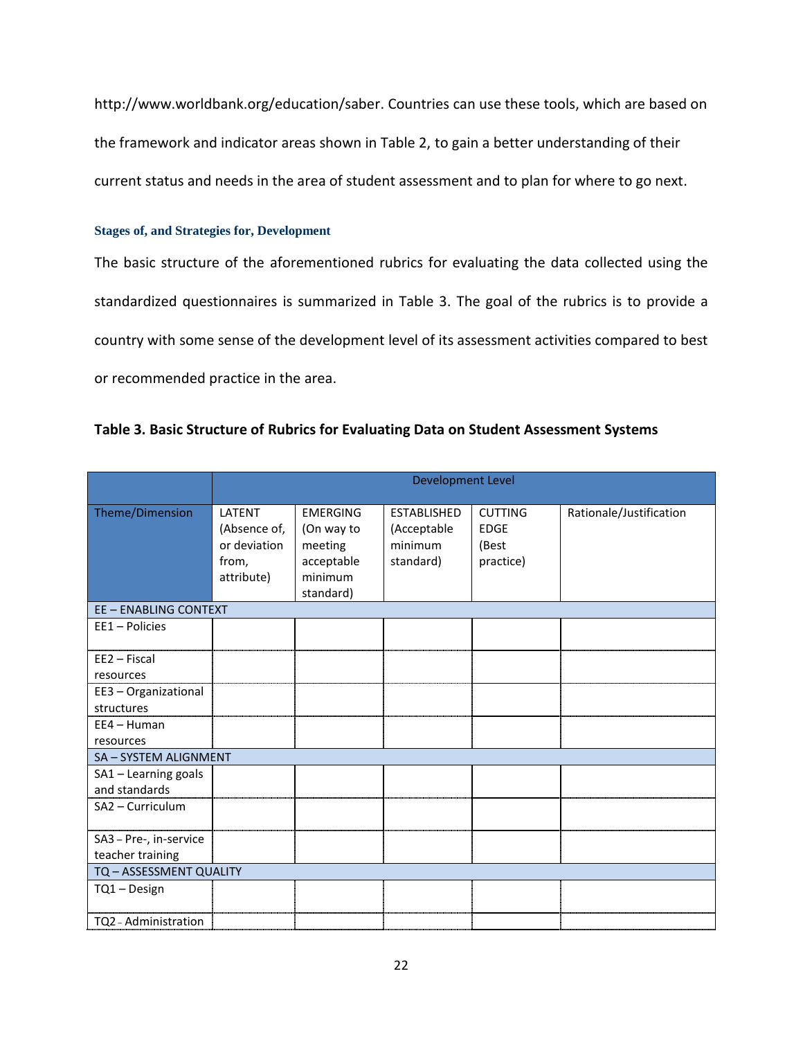http://www.worldbank.org/education/saber. Countries can use these tools, which are based on the framework and indicator areas shown in Table 2, to gain a better understanding of their current status and needs in the area of student assessment and to plan for where to go next.

### Stages of, and Strategies for, Development

The basic structure of the aforementioned rubrics for evaluating the data collected using the standardized questionnaires is summarized in Table 3. The goal of the rubrics is to provide a country with some sense of the development level of its assessment activities compared to best or recommended practice in the area.

**Table 3. Basic Structure of Rubrics for Evaluating Data on Student Assessment Systems**

| | Development Level | | | | |
|---|---|---|---|---|---|
| Theme/Dimension | LATENT (Absence of, or deviation from, attribute) | EMERGING (On way to meeting acceptable minimum standard) | ESTABLISHED (Acceptable minimum standard) | CUTTING EDGE (Best practice) | Rationale/Justification |
| EE – ENABLING CONTEXT | | | | | |
| EE1 – Policies | | | | | |
| EE2 – Fiscal resources | | | | | |
| EE3 – Organizational structures | | | | | |
| EE4 – Human resources | | | | | |
| SA – SYSTEM ALIGNMENT | | | | | |
| SA1 – Learning goals and standards | | | | | |
| SA2 – Curriculum | | | | | |
| SA3 – Pre-, in-service teacher training | | | | | |
| TQ – ASSESSMENT QUALITY | | | | | |
| TQ1 – Design | | | | | |
| TQ2 – Administration | | | | | |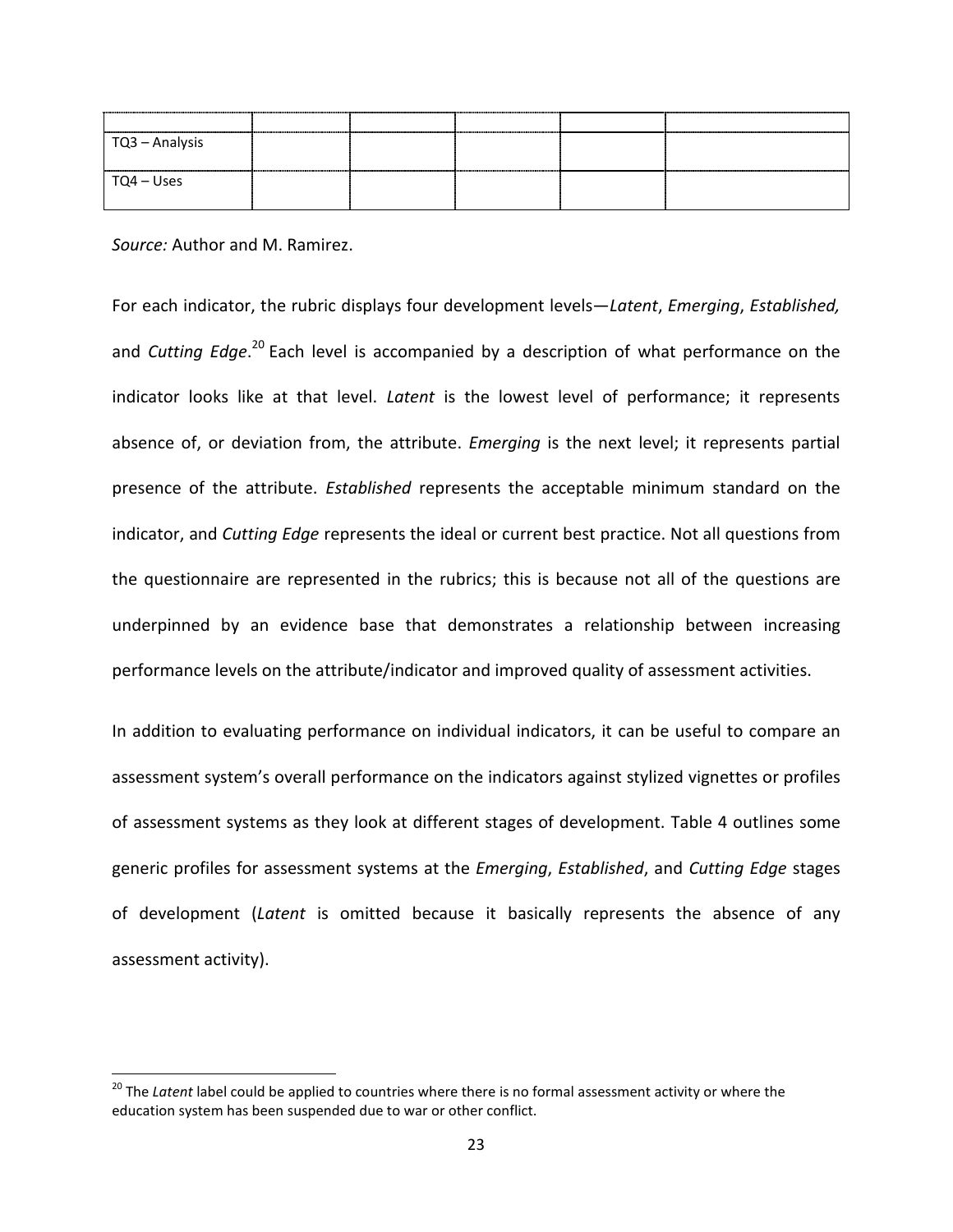| | | | | | |
|---|---|---|---|---|---|
| TQ3 – Analysis | | | | | |
| TQ4 – Uses | | | | | |

*Source:* Author and M. Ramirez.

For each indicator, the rubric displays four development levels—*Latent*, *Emerging*, *Established,* and *Cutting Edge*.[20] Each level is accompanied by a description of what performance on the indicator looks like at that level. *Latent* is the lowest level of performance; it represents absence of, or deviation from, the attribute. *Emerging* is the next level; it represents partial presence of the attribute. *Established* represents the acceptable minimum standard on the indicator, and *Cutting Edge* represents the ideal or current best practice. Not all questions from the questionnaire are represented in the rubrics; this is because not all of the questions are underpinned by an evidence base that demonstrates a relationship between increasing performance levels on the attribute/indicator and improved quality of assessment activities.

In addition to evaluating performance on individual indicators, it can be useful to compare an assessment system's overall performance on the indicators against stylized vignettes or profiles of assessment systems as they look at different stages of development. Table 4 outlines some generic profiles for assessment systems at the *Emerging*, *Established*, and *Cutting Edge* stages of development (*Latent* is omitted because it basically represents the absence of any assessment activity).

[20] The *Latent* label could be applied to countries where there is no formal assessment activity or where the education system has been suspended due to war or other conflict.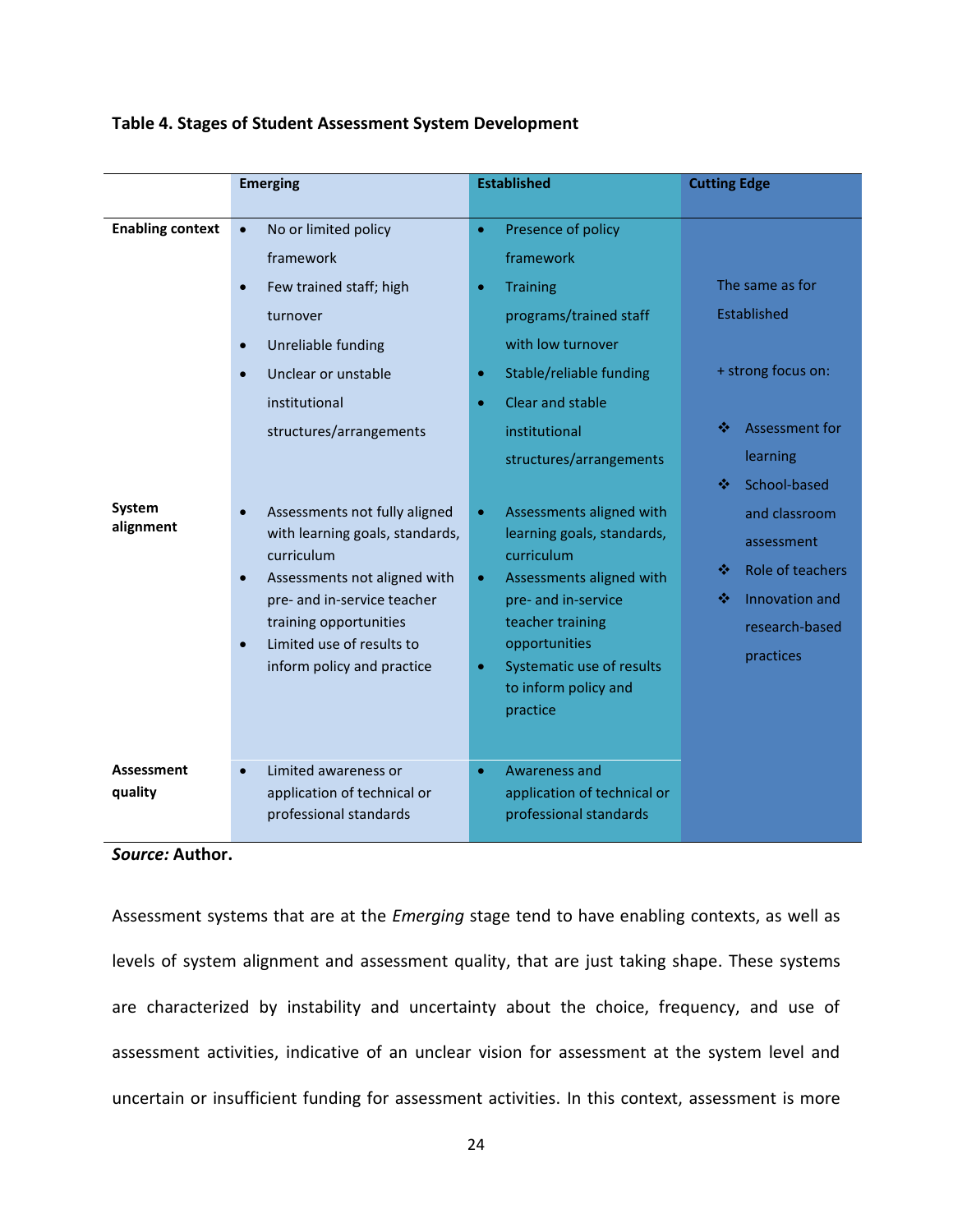**Table 4. Stages of Student Assessment System Development**

| | Emerging | Established | Cutting Edge |
|---|---|---|---|
| **Enabling context** | • No or limited policy framework<br>• Few trained staff; high turnover<br>• Unreliable funding<br>• Unclear or unstable institutional structures/arrangements | • Presence of policy framework<br>• Training programs/trained staff with low turnover<br>• Stable/reliable funding<br>• Clear and stable institutional structures/arrangements | The same as for Established<br><br>+ strong focus on:<br><br>❖ Assessment for learning<br>❖ School-based and classroom assessment<br>❖ Role of teachers<br>❖ Innovation and research-based practices |
| **System alignment** | • Assessments not fully aligned with learning goals, standards, curriculum<br>• Assessments not aligned with pre- and in-service teacher training opportunities<br>• Limited use of results to inform policy and practice | • Assessments aligned with learning goals, standards, curriculum<br>• Assessments aligned with pre- and in-service teacher training opportunities<br>• Systematic use of results to inform policy and practice | |
| **Assessment quality** | • Limited awareness or application of technical or professional standards | • Awareness and application of technical or professional standards | |

*Source:* **Author.**

Assessment systems that are at the *Emerging* stage tend to have enabling contexts, as well as levels of system alignment and assessment quality, that are just taking shape. These systems are characterized by instability and uncertainty about the choice, frequency, and use of assessment activities, indicative of an unclear vision for assessment at the system level and uncertain or insufficient funding for assessment activities. In this context, assessment is more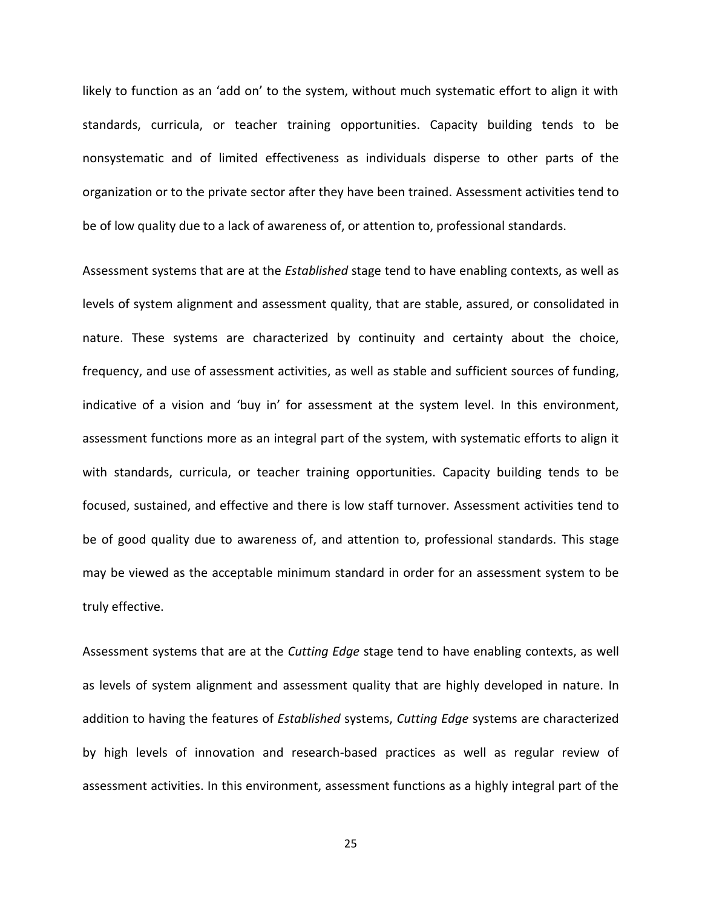likely to function as an 'add on' to the system, without much systematic effort to align it with standards, curricula, or teacher training opportunities. Capacity building tends to be nonsystematic and of limited effectiveness as individuals disperse to other parts of the organization or to the private sector after they have been trained. Assessment activities tend to be of low quality due to a lack of awareness of, or attention to, professional standards.

Assessment systems that are at the *Established* stage tend to have enabling contexts, as well as levels of system alignment and assessment quality, that are stable, assured, or consolidated in nature. These systems are characterized by continuity and certainty about the choice, frequency, and use of assessment activities, as well as stable and sufficient sources of funding, indicative of a vision and 'buy in' for assessment at the system level. In this environment, assessment functions more as an integral part of the system, with systematic efforts to align it with standards, curricula, or teacher training opportunities. Capacity building tends to be focused, sustained, and effective and there is low staff turnover. Assessment activities tend to be of good quality due to awareness of, and attention to, professional standards. This stage may be viewed as the acceptable minimum standard in order for an assessment system to be truly effective.

Assessment systems that are at the *Cutting Edge* stage tend to have enabling contexts, as well as levels of system alignment and assessment quality that are highly developed in nature. In addition to having the features of *Established* systems, *Cutting Edge* systems are characterized by high levels of innovation and research-based practices as well as regular review of assessment activities. In this environment, assessment functions as a highly integral part of the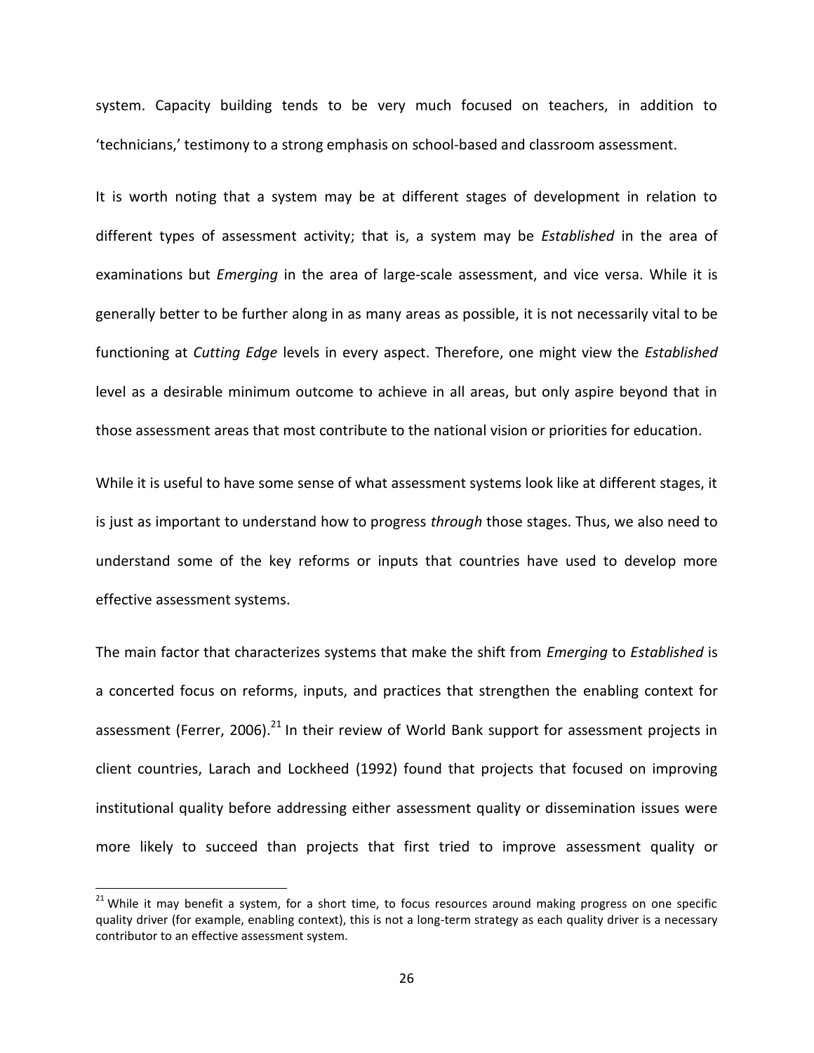system. Capacity building tends to be very much focused on teachers, in addition to 'technicians,' testimony to a strong emphasis on school-based and classroom assessment.

It is worth noting that a system may be at different stages of development in relation to different types of assessment activity; that is, a system may be *Established* in the area of examinations but *Emerging* in the area of large-scale assessment, and vice versa. While it is generally better to be further along in as many areas as possible, it is not necessarily vital to be functioning at *Cutting Edge* levels in every aspect. Therefore, one might view the *Established* level as a desirable minimum outcome to achieve in all areas, but only aspire beyond that in those assessment areas that most contribute to the national vision or priorities for education.

While it is useful to have some sense of what assessment systems look like at different stages, it is just as important to understand how to progress *through* those stages. Thus, we also need to understand some of the key reforms or inputs that countries have used to develop more effective assessment systems.

The main factor that characterizes systems that make the shift from *Emerging* to *Established* is a concerted focus on reforms, inputs, and practices that strengthen the enabling context for assessment (Ferrer, 2006).[21] In their review of World Bank support for assessment projects in client countries, Larach and Lockheed (1992) found that projects that focused on improving institutional quality before addressing either assessment quality or dissemination issues were more likely to succeed than projects that first tried to improve assessment quality or

[21] While it may benefit a system, for a short time, to focus resources around making progress on one specific quality driver (for example, enabling context), this is not a long-term strategy as each quality driver is a necessary contributor to an effective assessment system.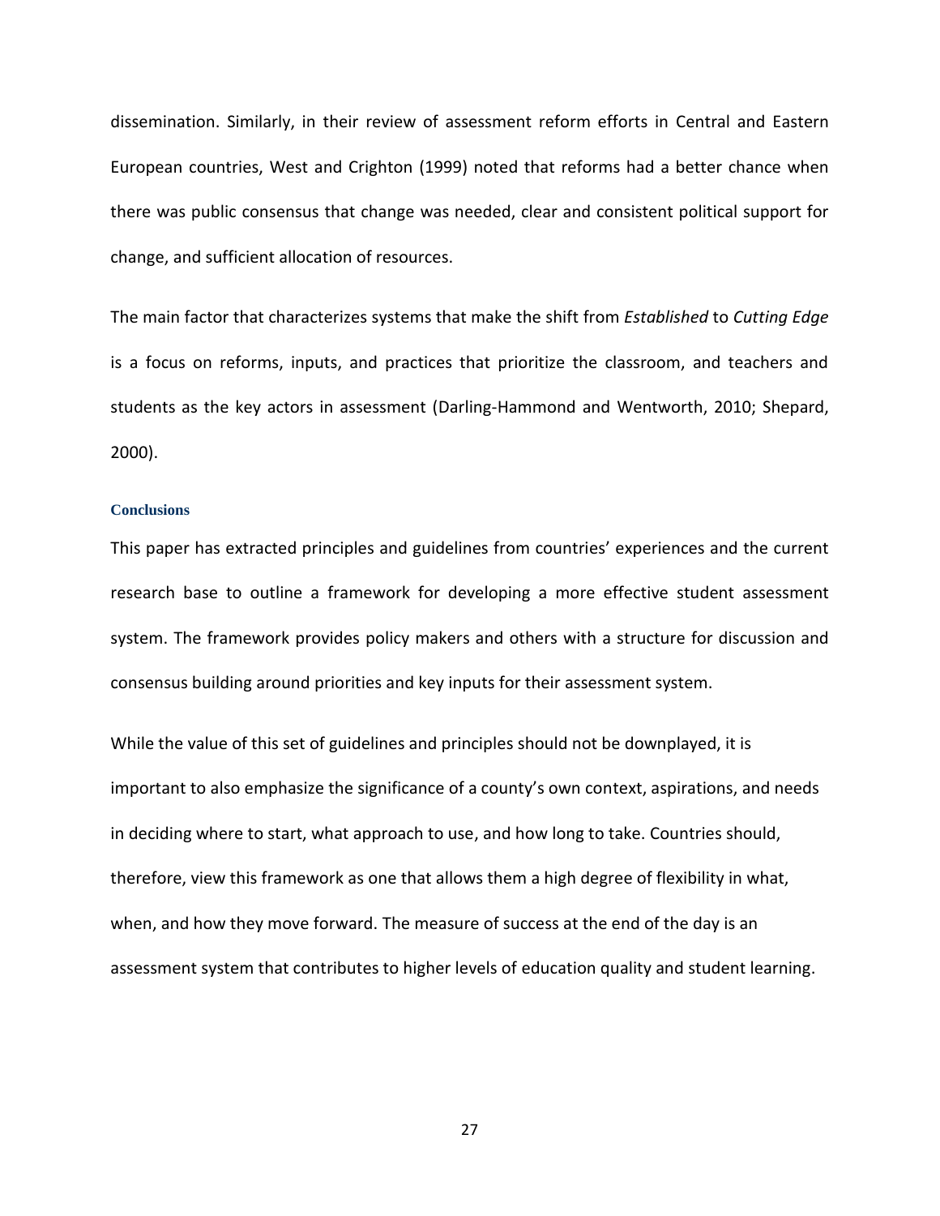dissemination. Similarly, in their review of assessment reform efforts in Central and Eastern European countries, West and Crighton (1999) noted that reforms had a better chance when there was public consensus that change was needed, clear and consistent political support for change, and sufficient allocation of resources.

The main factor that characterizes systems that make the shift from *Established* to *Cutting Edge* is a focus on reforms, inputs, and practices that prioritize the classroom, and teachers and students as the key actors in assessment (Darling-Hammond and Wentworth, 2010; Shepard, 2000).

## Conclusions

This paper has extracted principles and guidelines from countries' experiences and the current research base to outline a framework for developing a more effective student assessment system. The framework provides policy makers and others with a structure for discussion and consensus building around priorities and key inputs for their assessment system.

While the value of this set of guidelines and principles should not be downplayed, it is important to also emphasize the significance of a county's own context, aspirations, and needs in deciding where to start, what approach to use, and how long to take. Countries should, therefore, view this framework as one that allows them a high degree of flexibility in what, when, and how they move forward. The measure of success at the end of the day is an assessment system that contributes to higher levels of education quality and student learning.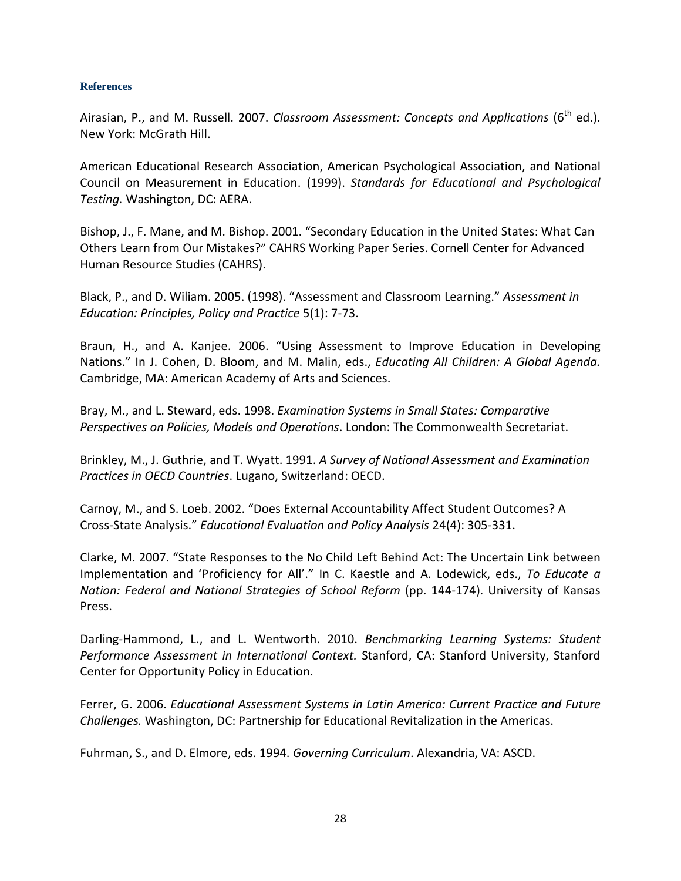## References

Airasian, P., and M. Russell. 2007. *Classroom Assessment: Concepts and Applications* (6th ed.). New York: McGrath Hill.

American Educational Research Association, American Psychological Association, and National Council on Measurement in Education. (1999). *Standards for Educational and Psychological Testing.* Washington, DC: AERA.

Bishop, J., F. Mane, and M. Bishop. 2001. "Secondary Education in the United States: What Can Others Learn from Our Mistakes?" CAHRS Working Paper Series. Cornell Center for Advanced Human Resource Studies (CAHRS).

Black, P., and D. Wiliam. 2005. (1998). "Assessment and Classroom Learning." *Assessment in Education: Principles, Policy and Practice* 5(1): 7-73.

Braun, H., and A. Kanjee. 2006. "Using Assessment to Improve Education in Developing Nations." In J. Cohen, D. Bloom, and M. Malin, eds., *Educating All Children: A Global Agenda.* Cambridge, MA: American Academy of Arts and Sciences.

Bray, M., and L. Steward, eds. 1998. *Examination Systems in Small States: Comparative Perspectives on Policies, Models and Operations*. London: The Commonwealth Secretariat.

Brinkley, M., J. Guthrie, and T. Wyatt. 1991. *A Survey of National Assessment and Examination Practices in OECD Countries*. Lugano, Switzerland: OECD.

Carnoy, M., and S. Loeb. 2002. "Does External Accountability Affect Student Outcomes? A Cross-State Analysis." *Educational Evaluation and Policy Analysis* 24(4): 305-331.

Clarke, M. 2007. "State Responses to the No Child Left Behind Act: The Uncertain Link between Implementation and 'Proficiency for All'." In C. Kaestle and A. Lodewick, eds., *To Educate a Nation: Federal and National Strategies of School Reform* (pp. 144-174). University of Kansas Press.

Darling-Hammond, L., and L. Wentworth. 2010. *Benchmarking Learning Systems: Student Performance Assessment in International Context.* Stanford, CA: Stanford University, Stanford Center for Opportunity Policy in Education.

Ferrer, G. 2006. *Educational Assessment Systems in Latin America: Current Practice and Future Challenges.* Washington, DC: Partnership for Educational Revitalization in the Americas.

Fuhrman, S., and D. Elmore, eds. 1994. *Governing Curriculum*. Alexandria, VA: ASCD.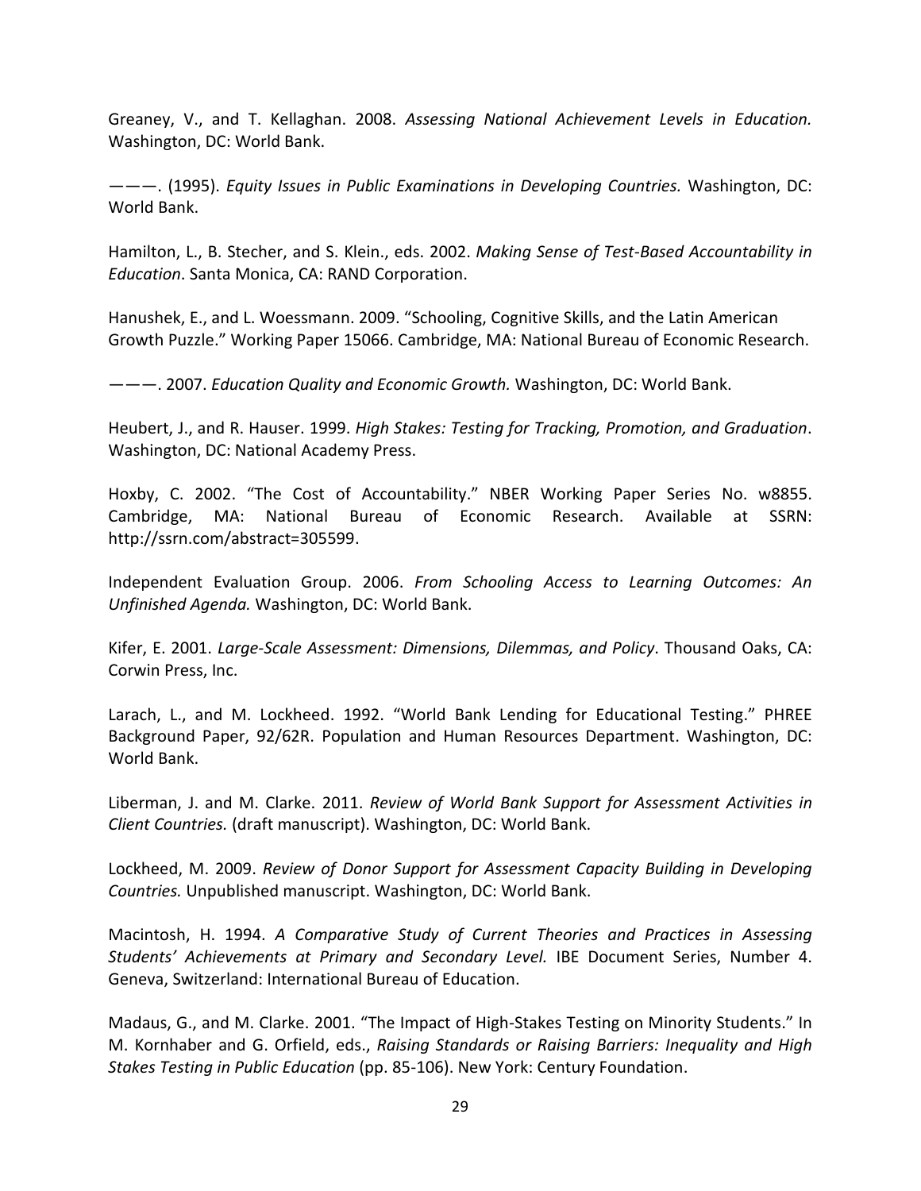Greaney, V., and T. Kellaghan. 2008. *Assessing National Achievement Levels in Education.* Washington, DC: World Bank.

———. (1995). *Equity Issues in Public Examinations in Developing Countries.* Washington, DC: World Bank.

Hamilton, L., B. Stecher, and S. Klein., eds. 2002. *Making Sense of Test-Based Accountability in Education*. Santa Monica, CA: RAND Corporation.

Hanushek, E., and L. Woessmann. 2009. "Schooling, Cognitive Skills, and the Latin American Growth Puzzle." Working Paper 15066. Cambridge, MA: National Bureau of Economic Research.

———. 2007. *Education Quality and Economic Growth.* Washington, DC: World Bank.

Heubert, J., and R. Hauser. 1999. *High Stakes: Testing for Tracking, Promotion, and Graduation*. Washington, DC: National Academy Press.

Hoxby, C. 2002. "The Cost of Accountability." NBER Working Paper Series No. w8855. Cambridge, MA: National Bureau of Economic Research. Available at SSRN: http://ssrn.com/abstract=305599.

Independent Evaluation Group. 2006. *From Schooling Access to Learning Outcomes: An Unfinished Agenda.* Washington, DC: World Bank.

Kifer, E. 2001. *Large-Scale Assessment: Dimensions, Dilemmas, and Policy*. Thousand Oaks, CA: Corwin Press, Inc.

Larach, L., and M. Lockheed. 1992. "World Bank Lending for Educational Testing." PHREE Background Paper, 92/62R. Population and Human Resources Department. Washington, DC: World Bank.

Liberman, J. and M. Clarke. 2011. *Review of World Bank Support for Assessment Activities in Client Countries.* (draft manuscript). Washington, DC: World Bank.

Lockheed, M. 2009. *Review of Donor Support for Assessment Capacity Building in Developing Countries.* Unpublished manuscript. Washington, DC: World Bank.

Macintosh, H. 1994. *A Comparative Study of Current Theories and Practices in Assessing Students' Achievements at Primary and Secondary Level.* IBE Document Series, Number 4. Geneva, Switzerland: International Bureau of Education.

Madaus, G., and M. Clarke. 2001. "The Impact of High-Stakes Testing on Minority Students." In M. Kornhaber and G. Orfield, eds., *Raising Standards or Raising Barriers: Inequality and High Stakes Testing in Public Education* (pp. 85-106). New York: Century Foundation.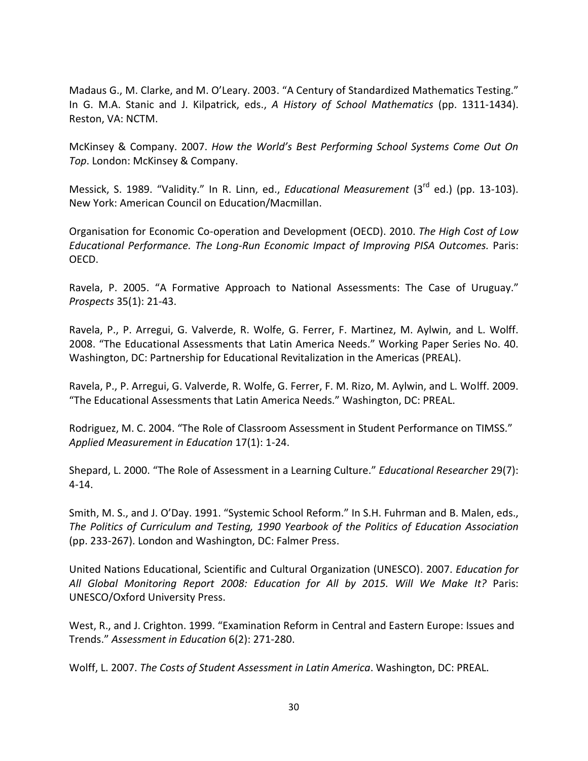Madaus G., M. Clarke, and M. O'Leary. 2003. "A Century of Standardized Mathematics Testing." In G. M.A. Stanic and J. Kilpatrick, eds., *A History of School Mathematics* (pp. 1311-1434). Reston, VA: NCTM.

McKinsey & Company. 2007. *How the World's Best Performing School Systems Come Out On Top*. London: McKinsey & Company.

Messick, S. 1989. "Validity." In R. Linn, ed., *Educational Measurement* (3rd ed.) (pp. 13-103). New York: American Council on Education/Macmillan.

Organisation for Economic Co-operation and Development (OECD). 2010. *The High Cost of Low Educational Performance. The Long-Run Economic Impact of Improving PISA Outcomes.* Paris: OECD.

Ravela, P. 2005. "A Formative Approach to National Assessments: The Case of Uruguay." *Prospects* 35(1): 21-43.

Ravela, P., P. Arregui, G. Valverde, R. Wolfe, G. Ferrer, F. Martinez, M. Aylwin, and L. Wolff. 2008. "The Educational Assessments that Latin America Needs." Working Paper Series No. 40. Washington, DC: Partnership for Educational Revitalization in the Americas (PREAL).

Ravela, P., P. Arregui, G. Valverde, R. Wolfe, G. Ferrer, F. M. Rizo, M. Aylwin, and L. Wolff. 2009. "The Educational Assessments that Latin America Needs." Washington, DC: PREAL.

Rodriguez, M. C. 2004. "The Role of Classroom Assessment in Student Performance on TIMSS." *Applied Measurement in Education* 17(1): 1-24.

Shepard, L. 2000. "The Role of Assessment in a Learning Culture." *Educational Researcher* 29(7): 4-14.

Smith, M. S., and J. O'Day. 1991. "Systemic School Reform." In S.H. Fuhrman and B. Malen, eds., *The Politics of Curriculum and Testing, 1990 Yearbook of the Politics of Education Association* (pp. 233-267). London and Washington, DC: Falmer Press.

United Nations Educational, Scientific and Cultural Organization (UNESCO). 2007. *Education for All Global Monitoring Report 2008: Education for All by 2015. Will We Make It?* Paris: UNESCO/Oxford University Press.

West, R., and J. Crighton. 1999. "Examination Reform in Central and Eastern Europe: Issues and Trends." *Assessment in Education* 6(2): 271-280.

Wolff, L. 2007. *The Costs of Student Assessment in Latin America*. Washington, DC: PREAL.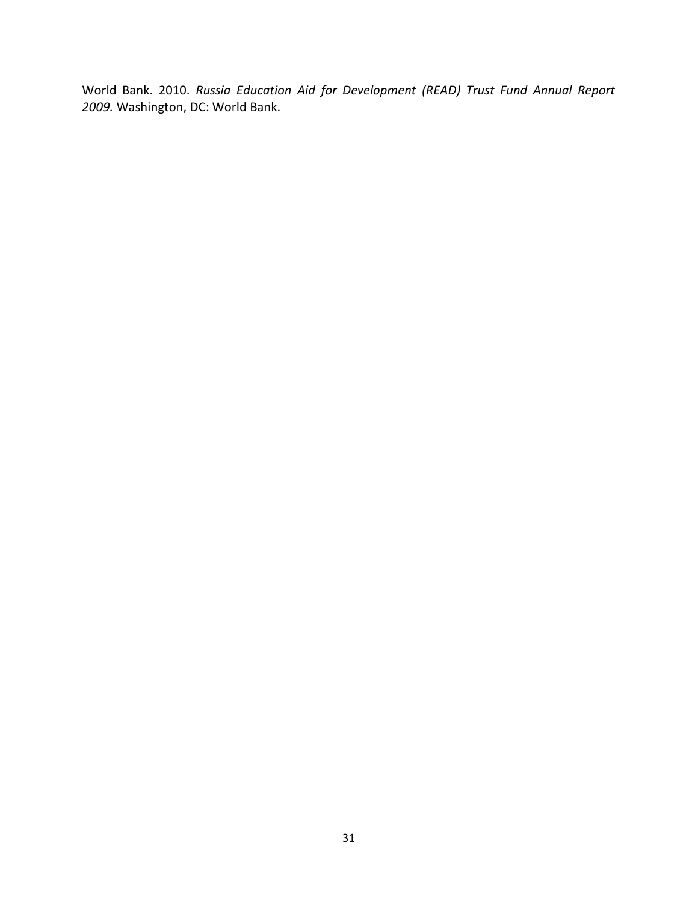World Bank. 2010. *Russia Education Aid for Development (READ) Trust Fund Annual Report 2009.* Washington, DC: World Bank.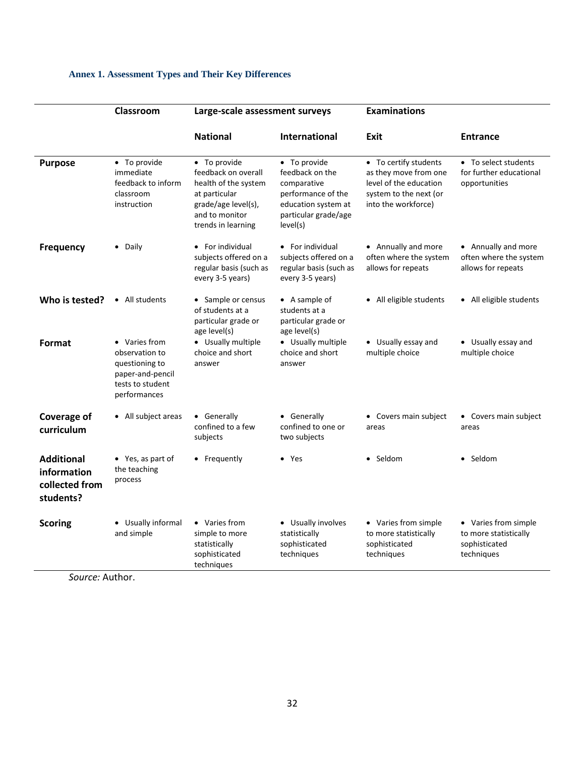### Annex 1. Assessment Types and Their Key Differences

| | Classroom | Large-scale assessment surveys | | Examinations | |
|---|---|---|---|---|---|
| | | National | International | Exit | Entrance |
| **Purpose** | • To provide immediate feedback to inform classroom instruction | • To provide feedback on overall health of the system at particular grade/age level(s), and to monitor trends in learning | • To provide feedback on the comparative performance of the education system at particular grade/age level(s) | • To certify students as they move from one level of the education system to the next (or into the workforce) | • To select students for further educational opportunities |
| **Frequency** | • Daily | • For individual subjects offered on a regular basis (such as every 3-5 years) | • For individual subjects offered on a regular basis (such as every 3-5 years) | • Annually and more often where the system allows for repeats | • Annually and more often where the system allows for repeats |
| **Who is tested?** | • All students | • Sample or census of students at a particular grade or age level(s) | • A sample of students at a particular grade or age level(s) | • All eligible students | • All eligible students |
| **Format** | • Varies from observation to questioning to paper-and-pencil tests to student performances | • Usually multiple choice and short answer | • Usually multiple choice and short answer | • Usually essay and multiple choice | • Usually essay and multiple choice |
| **Coverage of curriculum** | • All subject areas | • Generally confined to a few subjects | • Generally confined to one or two subjects | • Covers main subject areas | • Covers main subject areas |
| **Additional information collected from students?** | • Yes, as part of the teaching process | • Frequently | • Yes | • Seldom | • Seldom |
| **Scoring** | • Usually informal and simple | • Varies from simple to more statistically sophisticated techniques | • Usually involves statistically sophisticated techniques | • Varies from simple to more statistically sophisticated techniques | • Varies from simple to more statistically sophisticated techniques |

*Source:* Author.